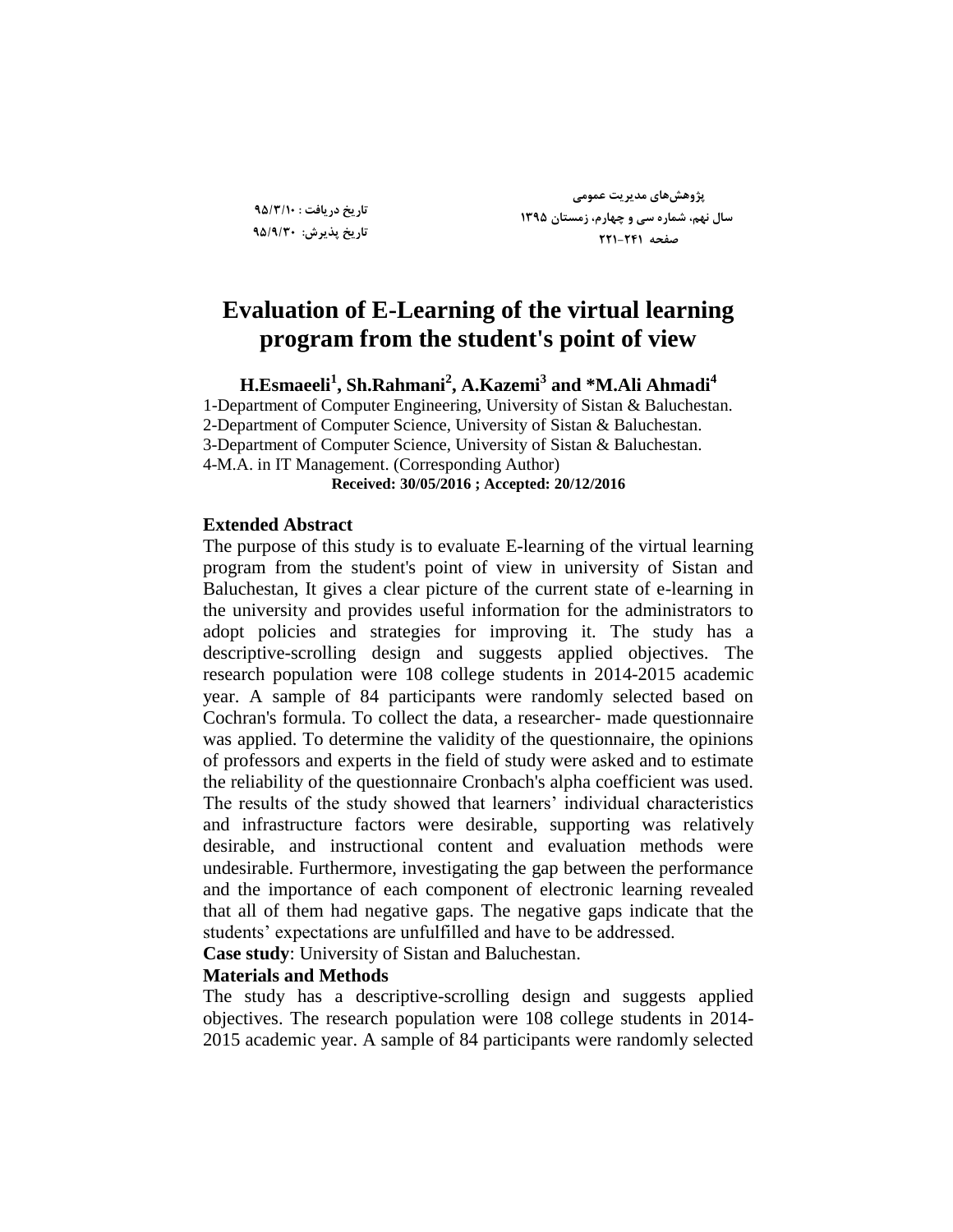# Evaluation of E-Learning of the virtual learning program from the student's point of view

**H.Esmaeeli[1], Sh.Rahmani[2], A.Kazemi[3] and \*M.Ali Ahmadi[4]**

1-Department of Computer Engineering, University of Sistan & Baluchestan.
2-Department of Computer Science, University of Sistan & Baluchestan.
3-Department of Computer Science, University of Sistan & Baluchestan.
4-M.A. in IT Management. (Corresponding Author)

**Received: 30/05/2016 ; Accepted: 20/12/2016**

### Extended Abstract

The purpose of this study is to evaluate E-learning of the virtual learning program from the student's point of view in university of Sistan and Baluchestan, It gives a clear picture of the current state of e-learning in the university and provides useful information for the administrators to adopt policies and strategies for improving it. The study has a descriptive-scrolling design and suggests applied objectives. The research population were 108 college students in 2014-2015 academic year. A sample of 84 participants were randomly selected based on Cochran's formula. To collect the data, a researcher- made questionnaire was applied. To determine the validity of the questionnaire, the opinions of professors and experts in the field of study were asked and to estimate the reliability of the questionnaire Cronbach's alpha coefficient was used. The results of the study showed that learners' individual characteristics and infrastructure factors were desirable, supporting was relatively desirable, and instructional content and evaluation methods were undesirable. Furthermore, investigating the gap between the performance and the importance of each component of electronic learning revealed that all of them had negative gaps. The negative gaps indicate that the students' expectations are unfulfilled and have to be addressed.

**Case study**: University of Sistan and Baluchestan.

### Materials and Methods

The study has a descriptive-scrolling design and suggests applied objectives. The research population were 108 college students in 2014-2015 academic year. A sample of 84 participants were randomly selected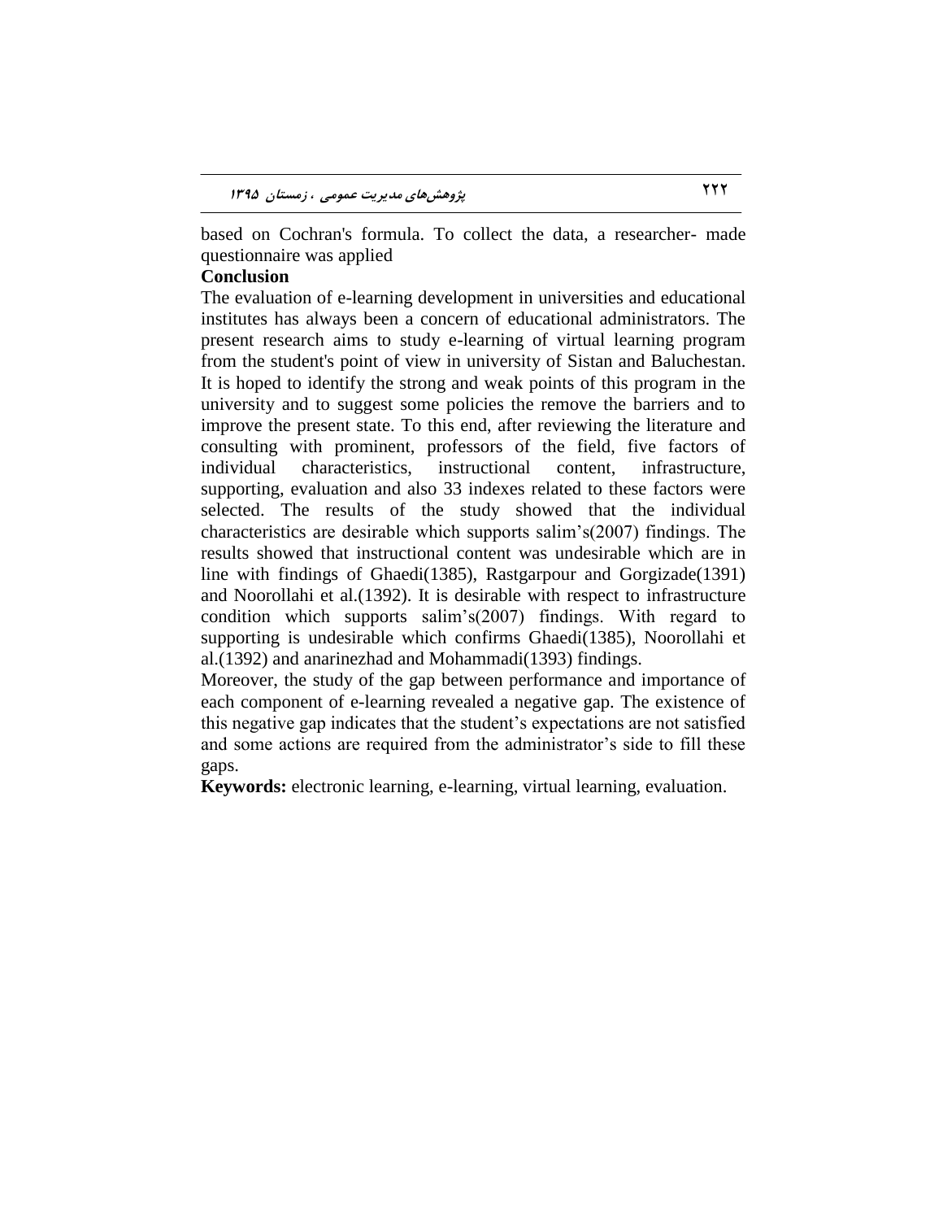based on Cochran's formula. To collect the data, a researcher- made questionnaire was applied

**Conclusion**

The evaluation of e-learning development in universities and educational institutes has always been a concern of educational administrators. The present research aims to study e-learning of virtual learning program from the student's point of view in university of Sistan and Baluchestan. It is hoped to identify the strong and weak points of this program in the university and to suggest some policies the remove the barriers and to improve the present state. To this end, after reviewing the literature and consulting with prominent, professors of the field, five factors of individual characteristics, instructional content, infrastructure, supporting, evaluation and also 33 indexes related to these factors were selected. The results of the study showed that the individual characteristics are desirable which supports salim's(2007) findings. The results showed that instructional content was undesirable which are in line with findings of Ghaedi(1385), Rastgarpour and Gorgizade(1391) and Noorollahi et al.(1392). It is desirable with respect to infrastructure condition which supports salim's(2007) findings. With regard to supporting is undesirable which confirms Ghaedi(1385), Noorollahi et al.(1392) and anarinezhad and Mohammadi(1393) findings.

Moreover, the study of the gap between performance and importance of each component of e-learning revealed a negative gap. The existence of this negative gap indicates that the student's expectations are not satisfied and some actions are required from the administrator's side to fill these gaps.

**Keywords:** electronic learning, e-learning, virtual learning, evaluation.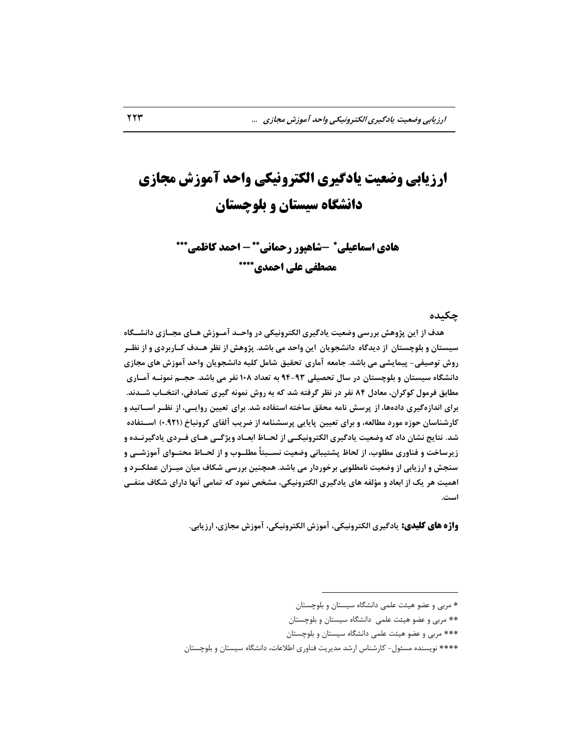# ارزیابی وضعیت یادگیری الکترونیکی واحد آموزش مجازی دانشگاه سیستان و بلوچستان

**هادی اسماعیلی* –شاهپور رحمانی** – احمد کاظمی*****

**مصطفی علی احمدی******

## چکیده

هدف از این پژوهش بررسی وضعیت یادگیری الکترونیکی در واحد آموزش های مجازی دانشگاه سیستان و بلوچستان از دیدگاه دانشجویان این واحد می باشد. پژوهش از نظر هدف کاربردی و از نظر روش توصیفی- پیمایشی می باشد. جامعه آماری تحقیق شامل کلیه دانشجویان واحد آموزش های مجازی دانشگاه سیستان و بلوچستان در سال تحصیلی ۹۳-۹۴ به تعداد ۱۰۸ نفر می باشد. حجم نمونه آماری مطابق فرمول کوکران، معادل ۸۴ نفر در نظر گرفته شد که به روش نمونه گیری تصادفی، انتخاب شدند. برای اندازه‌گیری داده‌ها، از پرسش نامه محقق ساخته استفاده شد. برای تعیین روایی، از نظر اساتید و کارشناسان حوزه مورد مطالعه، و برای تعیین پایایی پرسشنامه از ضریب آلفای کرونباخ (۰.۹۲۱) استفاده شد. نتایج نشان داد که وضعیت یادگیری الکترونیکی از لحاظ ابعاد ویژگی های فردی یادگیرنده و زیرساخت و فناوری مطلوب، از لحاظ پشتیبانی وضعیت نسبتاً مطلوب و از لحاظ محتوای آموزشی و سنجش و ارزیابی از وضعیت نامطلوبی برخوردار می باشد. همچنین بررسی شکاف میان میزان عملکرد و اهمیت هر یک از ابعاد و مؤلفه های یادگیری الکترونیکی، مشخص نمود که تمامی آنها دارای شکاف منفی است.

**واژه های کلیدی:** یادگیری الکترونیکی، آموزش الکترونیکی، آموزش مجازی، ارزیابی.

---

* مربی و عضو هیئت علمی دانشگاه سیستان و بلوچستان

** مربی و عضو هیئت علمی دانشگاه سیستان و بلوچستان

*** مربی و عضو هیئت علمی دانشگاه سیستان و بلوچستان

**** نویسنده مسئول- کارشناس ارشد مدیریت فناوری اطلاعات، دانشگاه سیستان و بلوچستان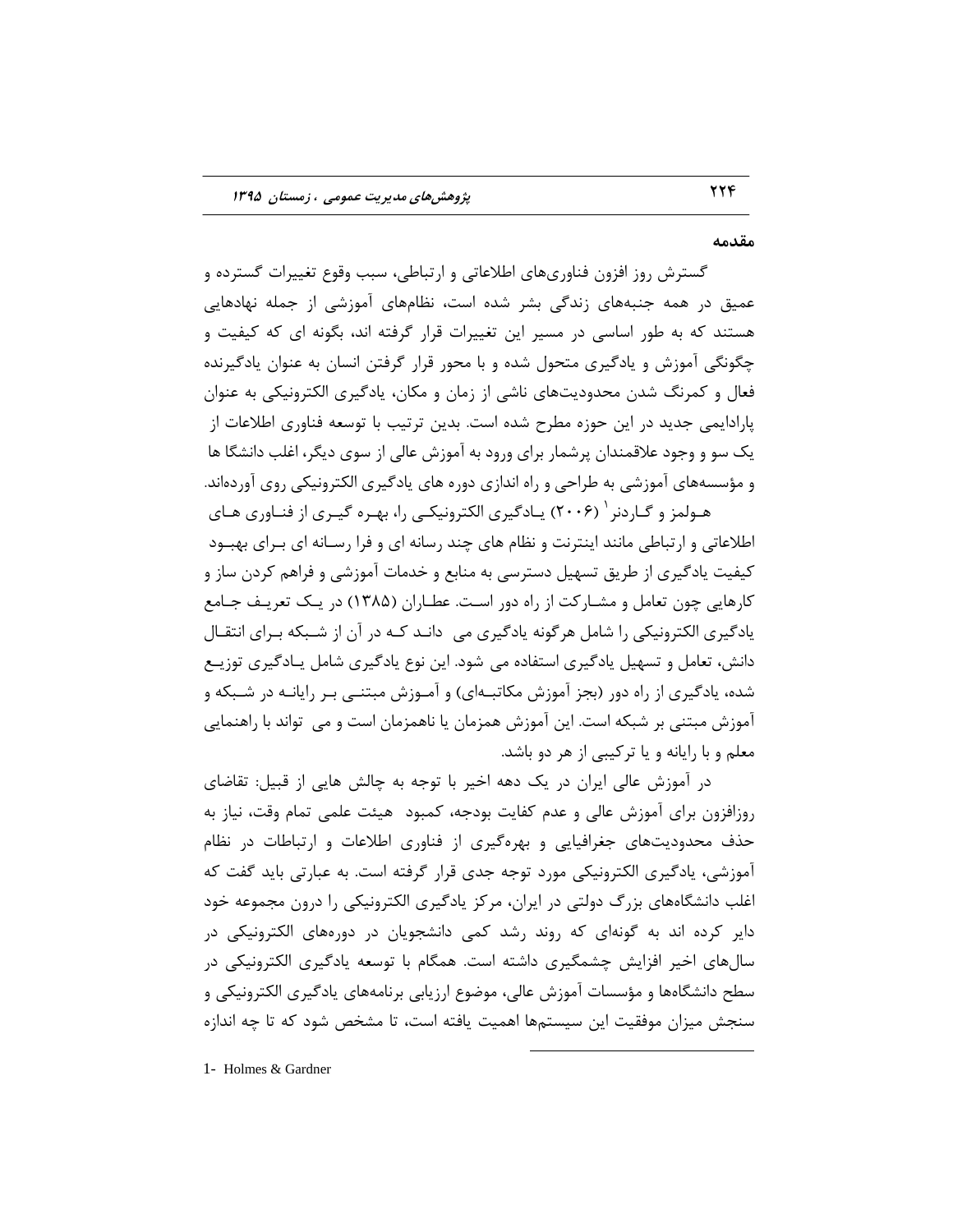## مقدمه

گسترش روز افزون فناوری‌های اطلاعاتی و ارتباطی، سبب وقوع تغییرات گسترده و عمیق در همه جنبه‌های زندگی بشر شده است، نظام‌های آموزشی از جمله نهادهایی هستند که به طور اساسی در مسیر این تغییرات قرار گرفته اند، بگونه ای که کیفیت و چگونگی آموزش و یادگیری متحول شده و با محور قرار گرفتن انسان به عنوان یادگیرنده فعال و کمرنگ شدن محدودیت‌های ناشی از زمان و مکان، یادگیری الکترونیکی به عنوان پارادایمی جدید در این حوزه مطرح شده است. بدین ترتیب با توسعه فناوری اطلاعات از یک سو و وجود علاقمندان پرشمار برای ورود به آموزش عالی از سوی دیگر، اغلب دانشگا ها و مؤسسه‌های آموزشی به طراحی و راه اندازی دوره های یادگیری الکترونیکی روی آورده‌اند.

هولمز و گاردنر[1] (۲۰۰۶) یادگیری الکترونیکی را، بهره گیری از فناوری های اطلاعاتی و ارتباطی مانند اینترنت و نظام های چند رسانه ای و فرا رسانه ای برای بهبود کیفیت یادگیری از طریق تسهیل دسترسی به منابع و خدمات آموزشی و فراهم کردن ساز و کارهایی چون تعامل و مشارکت از راه دور است. عطاران (۱۳۸۵) در یک تعریف جامع یادگیری الکترونیکی را شامل هرگونه یادگیری می داند که در آن از شبکه برای انتقال دانش، تعامل و تسهیل یادگیری استفاده می شود. این نوع یادگیری شامل یادگیری توزیع شده، یادگیری از راه دور (بجز آموزش مکاتبه‌ای) و آموزش مبتنی بر رایانه در شبکه و آموزش مبتنی بر شبکه است. این آموزش همزمان یا ناهمزمان است و می تواند با راهنمایی معلم و با رایانه و یا ترکیبی از هر دو باشد.

در آموزش عالی ایران در یک دهه اخیر با توجه به چالش هایی از قبیل: تقاضای روزافزون برای آموزش عالی و عدم کفایت بودجه، کمبود هیئت علمی تمام وقت، نیاز به حذف محدودیت‌های جغرافیایی و بهره‌گیری از فناوری اطلاعات و ارتباطات در نظام آموزشی، یادگیری الکترونیکی مورد توجه جدی قرار گرفته است. به عبارتی باید گفت که اغلب دانشگاه‌های بزرگ دولتی در ایران، مرکز یادگیری الکترونیکی را درون مجموعه خود دایر کرده اند به گونه‌ای که روند رشد کمی دانشجویان در دوره‌های الکترونیکی در سال‌های اخیر افزایش چشمگیری داشته است. همگام با توسعه یادگیری الکترونیکی در سطح دانشگاه‌ها و مؤسسات آموزش عالی، موضوع ارزیابی برنامه‌های یادگیری الکترونیکی و سنجش میزان موفقیت این سیستم‌ها اهمیت یافته است، تا مشخص شود که تا چه اندازه

---

1- Holmes & Gardner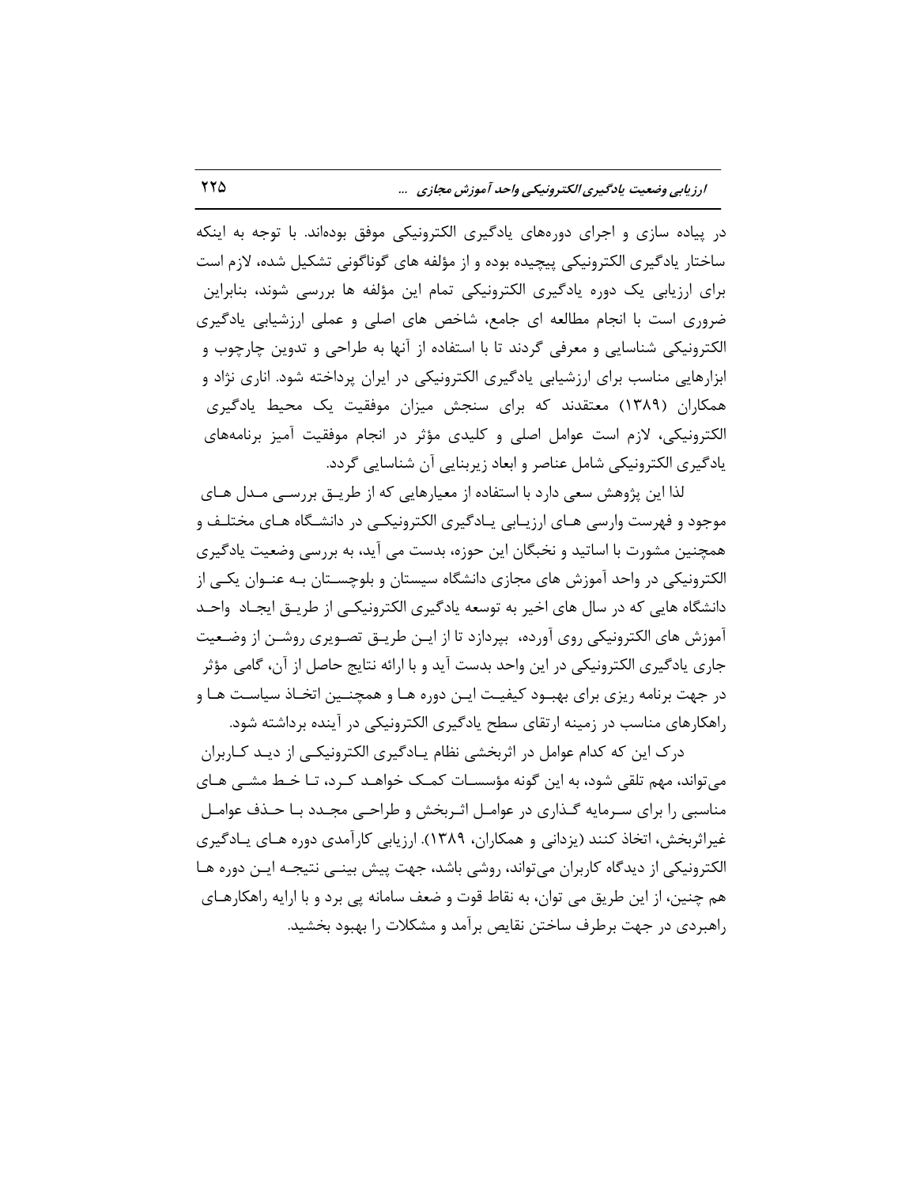در پیاده سازی و اجرای دوره‌های یادگیری الکترونیکی موفق بوده‌اند. با توجه به اینکه ساختار یادگیری الکترونیکی پیچیده بوده و از مؤلفه های گوناگونی تشکیل شده، لازم است برای ارزیابی یک دوره یادگیری الکترونیکی تمام این مؤلفه ها بررسی شوند، بنابراین ضروری است با انجام مطالعه ای جامع، شاخص های اصلی و عملی ارزشیابی یادگیری الکترونیکی شناسایی و معرفی گردند تا با استفاده از آنها به طراحی و تدوین چارچوب و ابزارهایی مناسب برای ارزشیابی یادگیری الکترونیکی در ایران پرداخته شود. اناری نژاد و همکاران (۱۳۸۹) معتقدند که برای سنجش میزان موفقیت یک محیط یادگیری الکترونیکی، لازم است عوامل اصلی و کلیدی مؤثر در انجام موفقیت آمیز برنامه‌های یادگیری الکترونیکی شامل عناصر و ابعاد زیربنایی آن شناسایی گردد.

لذا این پژوهش سعی دارد با استفاده از معیارهایی که از طریق بررسی مدل های موجود و فهرست وارسی های ارزیابی یادگیری الکترونیکی در دانشگاه های مختلف و همچنین مشورت با اساتید و نخبگان این حوزه، بدست می آید، به بررسی وضعیت یادگیری الکترونیکی در واحد آموزش های مجازی دانشگاه سیستان و بلوچستان به عنوان یکی از دانشگاه هایی که در سال های اخیر به توسعه یادگیری الکترونیکی از طریق ایجاد واحد آموزش های الکترونیکی روی آورده، بپردازد تا از این طریق تصویری روشن از وضعیت جاری یادگیری الکترونیکی در این واحد بدست آید و با ارائه نتایج حاصل از آن، گامی مؤثر در جهت برنامه ریزی برای بهبود کیفیت این دوره ها و همچنین اتخاذ سیاست ها و راهکارهای مناسب در زمینه ارتقای سطح یادگیری الکترونیکی در آینده برداشته شود.

درک این که کدام عوامل در اثربخشی نظام یادگیری الکترونیکی از دید کاربران می‌تواند، مهم تلقی شود، به این گونه مؤسسات کمک خواهد کرد، تا خط مشی های مناسبی را برای سرمایه گذاری در عوامل اثربخش و طراحی مجدد با حذف عوامل غیراثربخش، اتخاذ کنند (یزدانی و همکاران، ۱۳۸۹). ارزیابی کارآمدی دوره های یادگیری الکترونیکی از دیدگاه کاربران می‌تواند، روشی باشد، جهت پیش بینی نتیجه این دوره ها هم چنین، از این طریق می توان، به نقاط قوت و ضعف سامانه پی برد و با ارایه راهکارهای راهبردی در جهت برطرف ساختن نقایص برآمد و مشکلات را بهبود بخشید.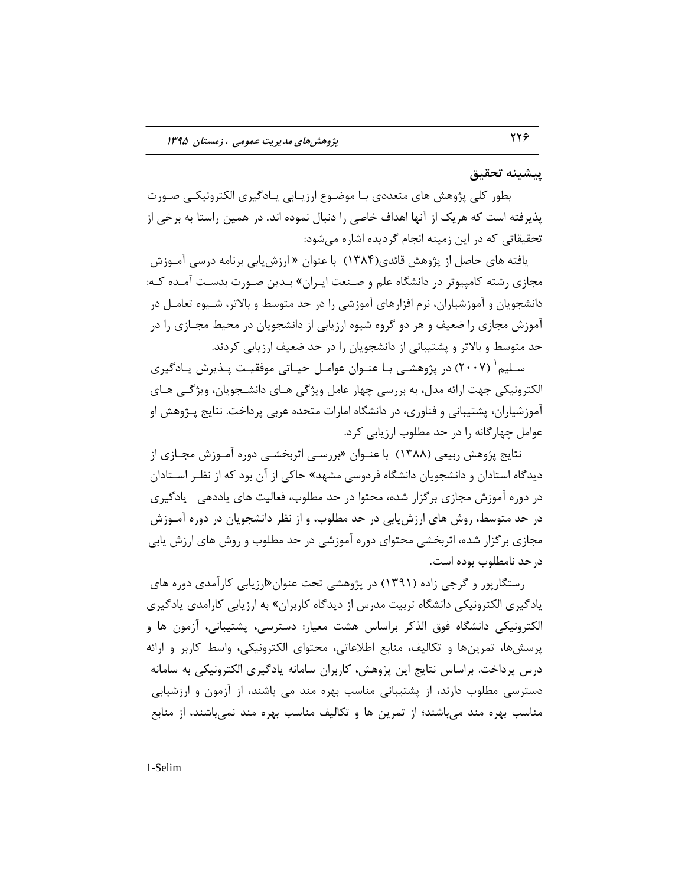## پیشینه تحقیق

بطور کلی پژوهش های متعددی بـا موضـوع ارزیـابی یـادگیری الکترونیکـی صـورت پذیرفته است که هریک از آنها اهداف خاصی را دنبال نموده اند. در همین راستا به برخی از تحقیقاتی که در این زمینه انجام گردیده اشاره می‌شود:

یافته های حاصل از پژوهش قائدی(۱۳۸۴) با عنوان « ارزش‌یابی برنامه درسی آمـوزش مجازی رشته کامپیوتر در دانشگاه علم و صـنعت ایـران» بـدین صـورت بدسـت آمـده کـه: دانشجویان و آموزشیاران، نرم افزارهای آموزشی را در حد متوسط و بالاتر، شـیوه تعامـل در آموزش مجازی را ضعیف و هر دو گروه شیوه ارزیابی از دانشجویان در محیط مجـازی را در حد متوسط و بالاتر و پشتیبانی از دانشجویان را در حد ضعیف ارزیابی کردند.

سـلیم[1] (۲۰۰۷) در پژوهشـی بـا عنـوان عوامـل حیـاتی موفقیـت پـذیرش یـادگیری الکترونیکی جهت ارائه مدل، به بررسی چهار عامل ویژگی هـای دانشـجویان، ویژگـی هـای آموزشیاران، پشتیبانی و فناوری، در دانشگاه امارات متحده عربی پرداخت. نتایج پـژوهش او عوامل چهارگانه را در حد مطلوب ارزیابی کرد.

نتایج پژوهش ربیعی (۱۳۸۸) با عنـوان «بررسـی اثربخشـی دوره آمـوزش مجـازی از دیدگاه استادان و دانشجویان دانشگاه فردوسی مشهد» حاکی از آن بود که از نظـر اسـتادان در دوره آموزش مجازی برگزار شده، محتوا در حد مطلوب، فعالیت های یاددهی –یادگیری در حد متوسط، روش های ارزش‌یابی در حد مطلوب، و از نظر دانشجویان در دوره آمـوزش مجازی برگزار شده، اثربخشی محتوای دوره آموزشی در حد مطلوب و روش های ارزش یابی درحد نامطلوب بوده است.

رستگارپور و گرجی زاده (۱۳۹۱) در پژوهشی تحت عنوان«ارزیابی کارآمدی دوره های یادگیری الکترونیکی دانشگاه تربیت مدرس از دیدگاه کاربران» به ارزیابی کارامدی یادگیری الکترونیکی دانشگاه فوق الذکر براساس هشت معیار: دسترسی، پشتیبانی، آزمون ها و پرسش‌ها، تمرین‌ها و تکالیف، منابع اطلاعاتی، محتوای الکترونیکی، واسط کاربر و ارائه درس پرداخت. براساس نتایج این پژوهش، کاربران سامانه یادگیری الکترونیکی به سامانه دسترسی مطلوب دارند، از پشتیبانی مناسب بهره مند می باشند، از آزمون و ارزشیابی مناسب بهره مند می‌باشند؛ از تمرین ها و تکالیف مناسب بهره مند نمی‌باشند، از منابع

---

1-Selim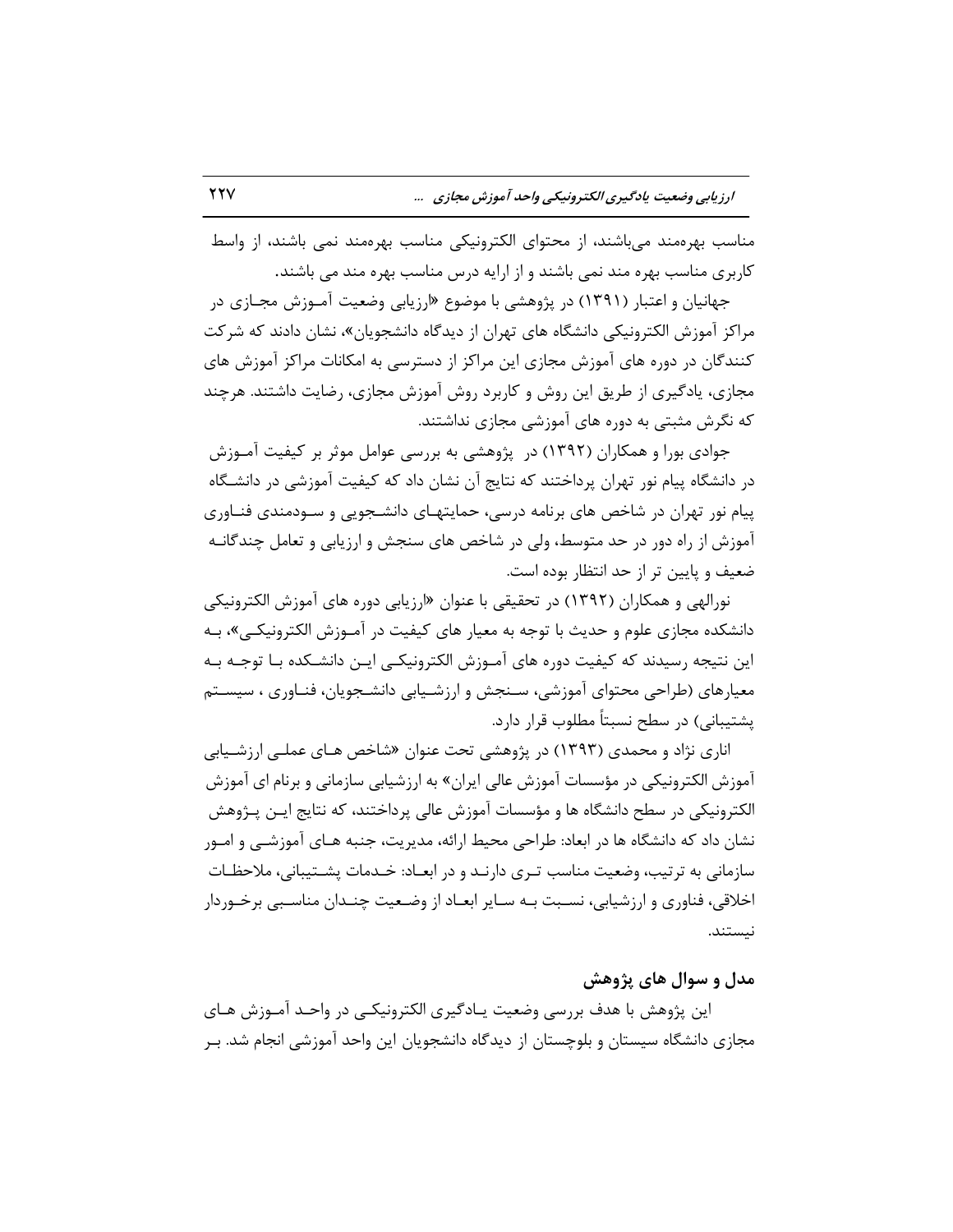مناسب بهره‌مند می‌باشند، از محتوای الکترونیکی مناسب بهره‌مند نمی باشند، از واسط کاربری مناسب بهره مند نمی باشند و از ارایه درس مناسب بهره مند می باشند.

جهانیان و اعتبار (۱۳۹۱) در پژوهشی با موضوع «ارزیابی وضعیت آموزش مجازی در مراکز آموزش الکترونیکی دانشگاه های تهران از دیدگاه دانشجویان»، نشان دادند که شرکت کنندگان در دوره های آموزش مجازی این مراکز از دسترسی به امکانات مراکز آموزش های مجازی، یادگیری از طریق این روش و کاربرد روش آموزش مجازی، رضایت داشتند. هرچند که نگرش مثبتی به دوره های آموزشی مجازی نداشتند.

جوادی بورا و همکاران (۱۳۹۲) در پژوهشی به بررسی عوامل موثر بر کیفیت آموزش در دانشگاه پیام نور تهران پرداختند که نتایج آن نشان داد که کیفیت آموزشی در دانشگاه پیام نور تهران در شاخص های برنامه درسی، حمایتهای دانشجویی و سودمندی فناوری آموزش از راه دور در حد متوسط، ولی در شاخص های سنجش و ارزیابی و تعامل چندگانه ضعیف و پایین تر از حد انتظار بوده است.

نورالهی و همکاران (۱۳۹۲) در تحقیقی با عنوان «ارزیابی دوره های آموزش الکترونیکی دانشکده مجازی علوم و حدیث با توجه به معیار های کیفیت در آموزش الکترونیکی»، به این نتیجه رسیدند که کیفیت دوره های آموزش الکترونیکی این دانشکده با توجه به معیارهای (طراحی محتوای آموزشی، سنجش و ارزشیابی دانشجویان، فناوری ، سیستم پشتیبانی) در سطح نسبتاً مطلوب قرار دارد.

اناری نژاد و محمدی (۱۳۹۳) در پژوهشی تحت عنوان «شاخص های عملی ارزشیابی آموزش الکترونیکی در مؤسسات آموزش عالی ایران» به ارزشیابی سازمانی و برنام ای آموزش الکترونیکی در سطح دانشگاه ها و مؤسسات آموزش عالی پرداختند، که نتایج این پژوهش نشان داد که دانشگاه ها در ابعاد: طراحی محیط ارائه، مدیریت، جنبه های آموزشی و امور سازمانی به ترتیب، وضعیت مناسب تری دارند و در ابعاد: خدمات پشتیبانی، ملاحظات اخلاقی، فناوری و ارزشیابی، نسبت به سایر ابعاد از وضعیت چندان مناسبی برخوردار نیستند.

## مدل و سوال های پژوهش

این پژوهش با هدف بررسی وضعیت یادگیری الکترونیکی در واحد آموزش های مجازی دانشگاه سیستان و بلوچستان از دیدگاه دانشجویان این واحد آموزشی انجام شد. بر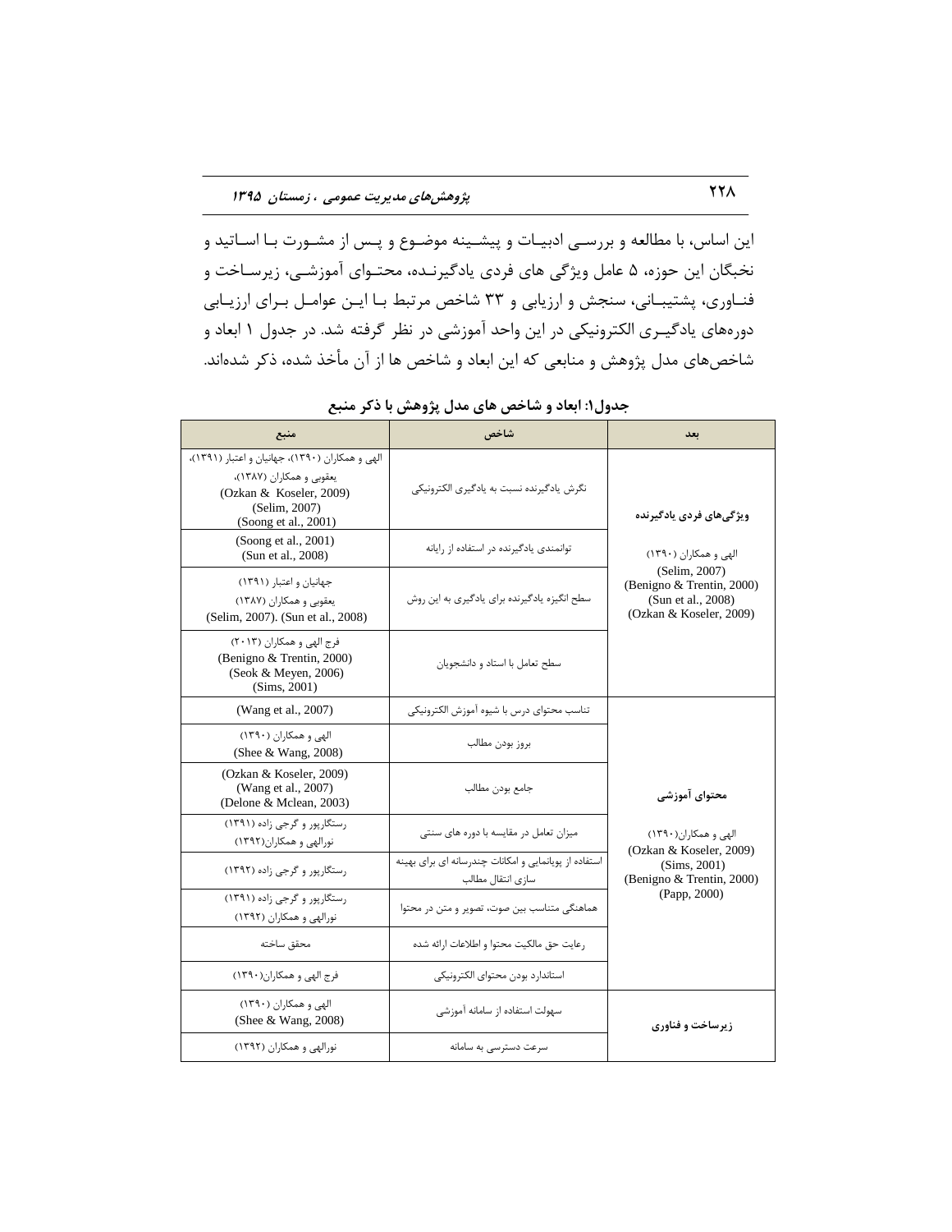این اساس، با مطالعه و بررسی ادبیات و پیشینه موضوع و پس از مشورت با اساتید و نخبگان این حوزه، ۵ عامل ویژگی های فردی یادگیرنده، محتوای آموزشی، زیرساخت و فناوری، پشتیبانی، سنجش و ارزیابی و ۳۳ شاخص مرتبط با این عوامل برای ارزیابی دوره‌های یادگیری الکترونیکی در این واحد آموزشی در نظر گرفته شد. در جدول ۱ ابعاد و شاخص‌های مدل پژوهش و منابعی که این ابعاد و شاخص ها از آن مأخذ شده، ذکر شده‌اند.

**جدول۱: ابعاد و شاخص های مدل پژوهش با ذکر منبع**

| بعد | شاخص | منبع |
|---|---|---|
| **ویژگی‌های فردی یادگیرنده**<br>الهی و همکاران (۱۳۹۰)<br>(Selim, 2007)<br>(Benigno & Trentin, 2000)<br>(Sun et al., 2008)<br>(Ozkan & Koseler, 2009) | نگرش یادگیرنده نسبت به یادگیری الکترونیکی | الهی و همکاران (۱۳۹۰)، جهانیان و اعتبار (۱۳۹۱)، یعقوبی و همکاران (۱۳۸۷)، (Ozkan & Koseler, 2009) (Selim, 2007) (Soong et al., 2001) |
| | توانمندی یادگیرنده در استفاده از رایانه | (Soong et al., 2001) (Sun et al., 2008) |
| | سطح انگیزه یادگیرنده برای یادگیری به این روش | جهانیان و اعتبار (۱۳۹۱) یعقوبی و همکاران (۱۳۸۷) (Selim, 2007). (Sun et al., 2008) |
| | سطح تعامل با استاد و دانشجویان | فرج الهی و همکاران (۲۰۱۳) (Benigno & Trentin, 2000) (Seok & Meyen, 2006) (Sims, 2001) |
| **محتوای آموزشی**<br>الهی و همکاران(۱۳۹۰)<br>(Ozkan & Koseler, 2009)<br>(Sims, 2001)<br>(Benigno & Trentin, 2000)<br>(Papp, 2000) | تناسب محتوای درس با شیوه آموزش الکترونیکی | (Wang et al., 2007) |
| | بروز بودن مطالب | الهی و همکاران (۱۳۹۰) (Shee & Wang, 2008) |
| | جامع بودن مطالب | (Ozkan & Koseler, 2009) (Wang et al., 2007) (Delone & Mclean, 2003) |
| | میزان تعامل در مقایسه با دوره های سنتی | رستگارپور و گرجی زاده (۱۳۹۱) نورالهی و همکاران(۱۳۹۲) |
| | استفاده از پویانمایی و امکانات چندرسانه ای برای بهینه سازی انتقال مطالب | رستگارپور و گرجی زاده (۱۳۹۲) |
| | هماهنگی متناسب بین صوت، تصویر و متن در محتوا | رستگارپور و گرجی زاده (۱۳۹۱) نورالهی و همکاران (۱۳۹۲) |
| | رعایت حق مالکیت محتوا و اطلاعات ارائه شده | محقق ساخته |
| | استاندارد بودن محتوای الکترونیکی | فرج الهی و همکاران(۱۳۹۰) |
| **زیرساخت و فناوری** | سهولت استفاده از سامانه آموزشی | الهی و همکاران (۱۳۹۰) (Shee & Wang, 2008) |
| | سرعت دسترسی به سامانه | نورالهی و همکاران (۱۳۹۲) |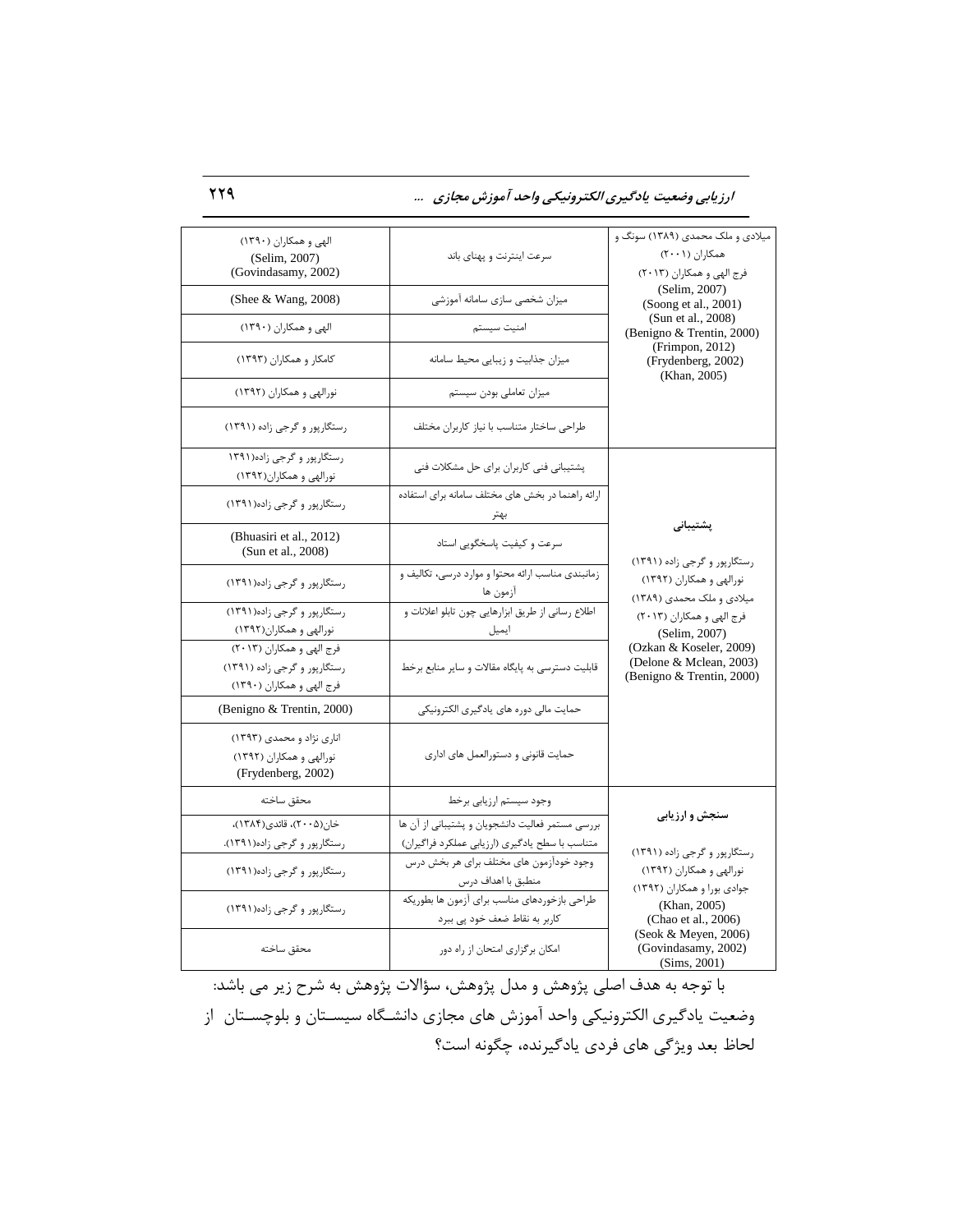| میلادی و ملک محمدی (۱۳۸۹) سونگ و همکاران (۲۰۰۱) فرج الهی و همکاران (۲۰۱۳) (Selim, 2007) (Soong et al., 2001) (Sun et al., 2008) (Benigno & Trentin, 2000) (Frimpon, 2012) (Frydenberg, 2002) (Khan, 2005) | سرعت اینترنت و پهنای باند | الهی و همکاران (۱۳۹۰) (Selim, 2007) (Govindasamy, 2002) |
|---|---|---|
| | میزان شخصی سازی سامانه آموزشی | (Shee & Wang, 2008) |
| | امنیت سیستم | الهی و همکاران (۱۳۹۰) |
| | میزان جذابیت و زیبایی محیط سامانه | کامکار و همکاران (۱۳۹۳) |
| | میزان تعاملی بودن سیستم | نورالهی و همکاران (۱۳۹۲) |
| | طراحی ساختار متناسب با نیاز کاربران مختلف | رستگارپور و گرجی زاده (۱۳۹۱) |
| **پشتیبانی** رستگارپور و گرجی زاده (۱۳۹۱) نورالهی و همکاران (۱۳۹۲) میلادی و ملک محمدی (۱۳۸۹) فرج الهی و همکاران (۲۰۱۳) (Selim, 2007) (Ozkan & Koseler, 2009) (Delone & Mclean, 2003) (Benigno & Trentin, 2000) | پشتیبانی فنی کاربران برای حل مشکلات فنی | رستگارپور و گرجی زاده(۱۳۹۱ نورالهی و همکاران(۱۳۹۲) |
| | ارائه راهنما در بخش های مختلف سامانه برای استفاده بهتر | رستگارپور و گرجی زاده(۱۳۹۱) |
| | سرعت و کیفیت پاسخگویی استاد | (Bhuasiri et al., 2012) (Sun et al., 2008) |
| | زمانبندی مناسب ارائه محتوا و موارد درسی، تکالیف و آزمون ها | رستگارپور و گرجی زاده(۱۳۹۱) |
| | اطلاع رسانی از طریق ابزارهایی چون تابلو اعلانات و ایمیل | رستگارپور و گرجی زاده(۱۳۹۱) نورالهی و همکاران(۱۳۹۲) |
| | قابلیت دسترسی به پایگاه مقالات و سایر منابع برخط | فرج الهی و همکاران (۲۰۱۳) رستگارپور و گرجی زاده (۱۳۹۱) فرج الهی و همکاران (۱۳۹۰) |
| | حمایت مالی دوره های یادگیری الکترونیکی | (Benigno & Trentin, 2000) |
| | حمایت قانونی و دستورالعمل های اداری | اناری نژاد و محمدی (۱۳۹۳) نورالهی و همکاران (۱۳۹۲) (Frydenberg, 2002) |
| **سنجش و ارزیابی** رستگارپور و گرجی زاده (۱۳۹۱) نورالهی و همکاران (۱۳۹۲) جوادی بورا و همکاران (۱۳۹۲) (Khan, 2005) (Chao et al., 2006) (Seok & Meyen, 2006) (Govindasamy, 2002) (Sims, 2001) | وجود سیستم ارزیابی برخط | محقق ساخته |
| | بررسی مستمر فعالیت دانشجویان و پشتیبانی از آن ها متناسب با سطح یادگیری (ارزیابی عملکرد فراگیران) | خان(۲۰۰۵)، قائدی(۱۳۸۴)، رستگارپور و گرجی زاده(۱۳۹۱). |
| | وجود خودآزمون های مختلف برای هر بخش درس منطبق با اهداف درس | رستگارپور و گرجی زاده(۱۳۹۱) |
| | طراحی بازخوردهای مناسب برای آزمون ها بطوریکه کاربر به نقاط ضعف خود پی ببرد | رستگارپور و گرجی زاده(۱۳۹۱) |
| | امکان برگزاری امتحان از راه دور | محقق ساخته |

با توجه به هدف اصلی پژوهش و مدل پژوهش، سؤالات پژوهش به شرح زیر می باشد:

وضعیت یادگیری الکترونیکی واحد آموزش های مجازی دانشـگاه سیسـتان و بلوچسـتان از لحاظ بعد ویژگی های فردی یادگیرنده، چگونه است؟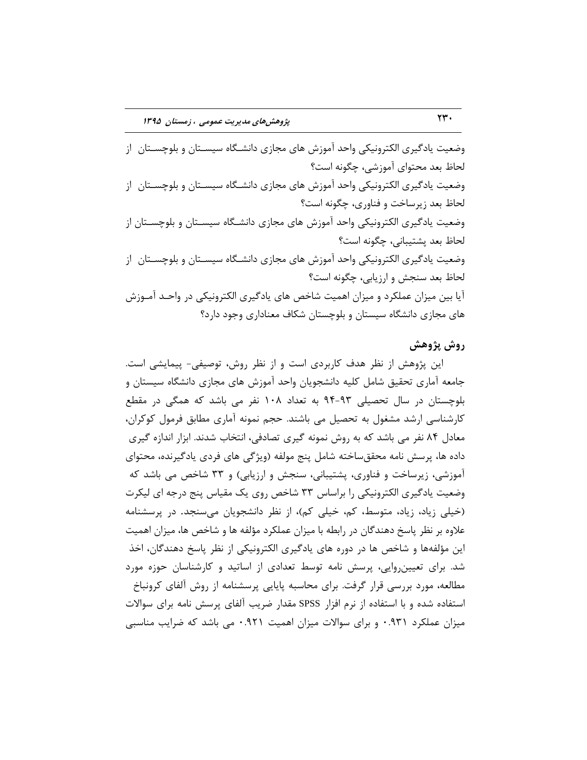وضعیت یادگیری الکترونیکی واحد آموزش های مجازی دانشگاه سیستان و بلوچستان از لحاظ بعد محتوای آموزشی، چگونه است؟

وضعیت یادگیری الکترونیکی واحد آموزش های مجازی دانشگاه سیستان و بلوچستان از لحاظ بعد زیرساخت و فناوری، چگونه است؟

وضعیت یادگیری الکترونیکی واحد آموزش های مجازی دانشگاه سیستان و بلوچستان از لحاظ بعد پشتیبانی، چگونه است؟

وضعیت یادگیری الکترونیکی واحد آموزش های مجازی دانشگاه سیستان و بلوچستان از لحاظ بعد سنجش و ارزیابی، چگونه است؟

آیا بین میزان عملکرد و میزان اهمیت شاخص های یادگیری الکترونیکی در واحد آموزش های مجازی دانشگاه سیستان و بلوچستان شکاف معناداری وجود دارد؟

## روش پژوهش

این پژوهش از نظر هدف کاربردی است و از نظر روش، توصیفی- پیمایشی است. جامعه آماری تحقیق شامل کلیه دانشجویان واحد آموزش های مجازی دانشگاه سیستان و بلوچستان در سال تحصیلی ۹۳-۹۴ به تعداد ۱۰۸ نفر می باشد که همگی در مقطع کارشناسی ارشد مشغول به تحصیل می باشند. حجم نمونه آماری مطابق فرمول کوکران، معادل ۸۴ نفر می باشد که به روش نمونه گیری تصادفی، انتخاب شدند. ابزار اندازه گیری داده ها، پرسش نامه محقق‌ساخته شامل پنج مولفه (ویژگی های فردی یادگیرنده، محتوای آموزشی، زیرساخت و فناوری، پشتیبانی، سنجش و ارزیابی) و ۳۳ شاخص می باشد که وضعیت یادگیری الکترونیکی را براساس ۳۳ شاخص روی یک مقیاس پنج درجه ای لیکرت (خیلی زیاد، زیاد، متوسط، کم، خیلی کم)، از نظر دانشجویان می‌سنجد. در پرسشنامه علاوه بر نظر پاسخ دهندگان در رابطه با میزان عملکرد مؤلفه ها و شاخص ها، میزان اهمیت این مؤلفه‌ها و شاخص ها در دوره های یادگیری الکترونیکی از نظر پاسخ دهندگان، اخذ شد. برای تعیین‌روایی، پرسش نامه توسط تعدادی از اساتید و کارشناسان حوزه مورد مطالعه، مورد بررسی قرار گرفت. برای محاسبه پایایی پرسشنامه از روش آلفای کرونباخ استفاده شده و با استفاده از نرم افزار SPSS مقدار ضریب آلفای پرسش نامه برای سوالات میزان عملکرد ۰.۹۳۱ و برای سوالات میزان اهمیت ۰.۹۲۱ می باشد که ضرایب مناسبی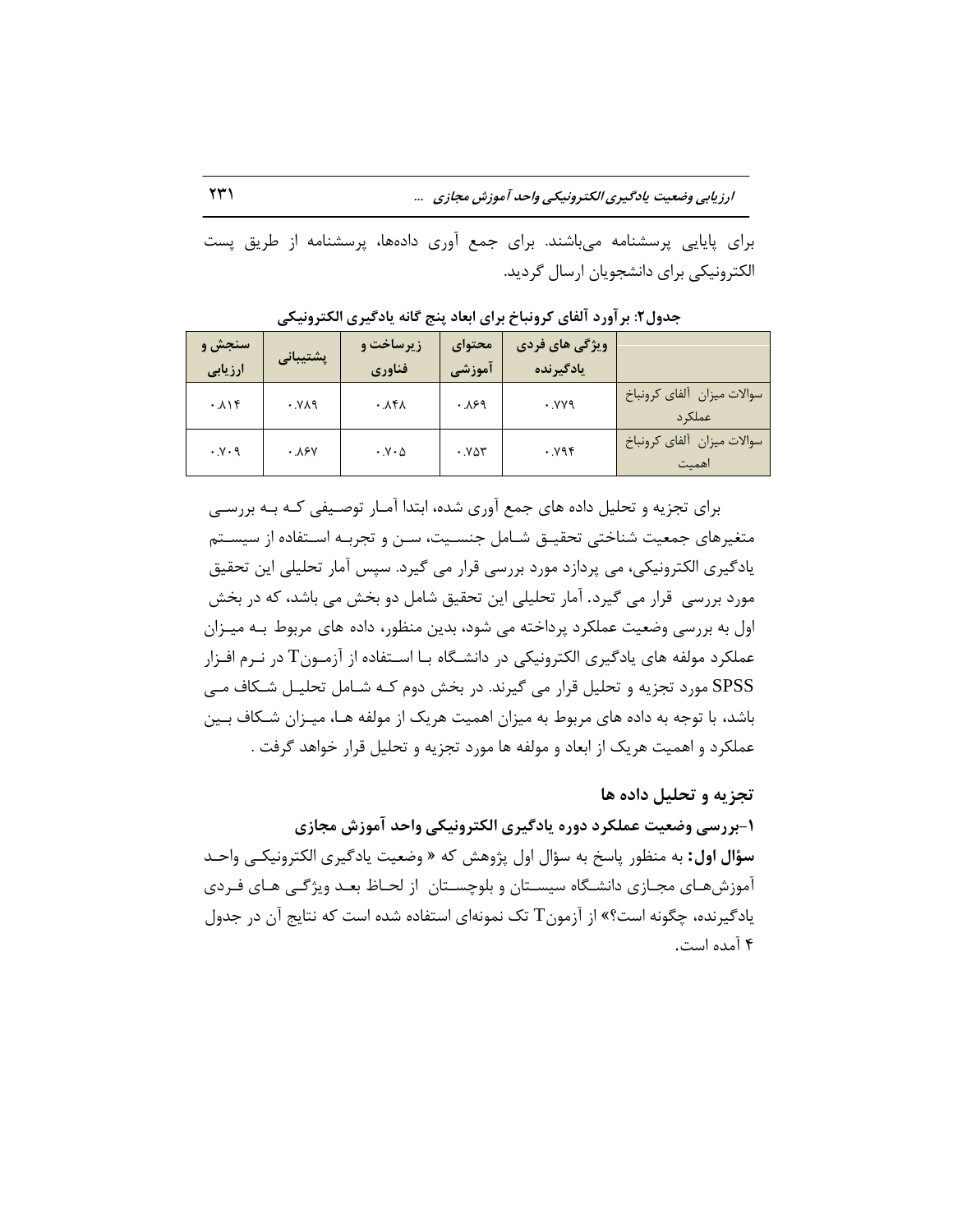برای پایایی پرسشنامه می‌باشند. برای جمع آوری داده‌ها، پرسشنامه از طریق پست الکترونیکی برای دانشجویان ارسال گردید.

**جدول۲: برآورد آلفای کرونباخ برای ابعاد پنج گانه یادگیری الکترونیکی**

| | ویژگی های فردی یادگیرنده | محتوای آموزشی | زیرساخت و فناوری | پشتیبانی | سنجش و ارزیابی |
|---|---|---|---|---|---|
| سوالات میزان آلفای کرونباخ عملکرد | ۰.۷۷۹ | ۰.۸۶۹ | ۰.۸۴۸ | ۰.۷۸۹ | ۰.۸۱۴ |
| سوالات میزان آلفای کرونباخ اهمیت | ۰.۷۹۴ | ۰.۷۵۳ | ۰.۷۰۵ | ۰.۸۶۷ | ۰.۷۰۹ |

برای تجزیه و تحلیل داده های جمع آوری شده، ابتدا آمار توصیفی که به بررسی متغیرهای جمعیت شناختی تحقیق شامل جنسیت، سن و تجربه استفاده از سیستم یادگیری الکترونیکی، می پردازد مورد بررسی قرار می گیرد. سپس آمار تحلیلی این تحقیق مورد بررسی قرار می گیرد. آمار تحلیلی این تحقیق شامل دو بخش می باشد، که در بخش اول به بررسی وضعیت عملکرد پرداخته می شود، بدین منظور، داده های مربوط به میزان عملکرد مولفه های یادگیری الکترونیکی در دانشگاه با استفاده از آزمون T در نرم افزار SPSS مورد تجزیه و تحلیل قرار می گیرند. در بخش دوم که شامل تحلیل شکاف می باشد، با توجه به داده های مربوط به میزان اهمیت هریک از مولفه ها، میزان شکاف بین عملکرد و اهمیت هریک از ابعاد و مولفه ها مورد تجزیه و تحلیل قرار خواهد گرفت .

## تجزیه و تحلیل داده ها

### ۱-بررسی وضعیت عملکرد دوره یادگیری الکترونیکی واحد آموزش مجازی

**سؤال اول:** به منظور پاسخ به سؤال اول پژوهش که « وضعیت یادگیری الکترونیکی واحد آموزش‌های مجازی دانشگاه سیستان و بلوچستان از لحاظ بعد ویژگی های فردی یادگیرنده، چگونه است؟» از آزمون T تک نمونه‌ای استفاده شده است که نتایج آن در جدول ۴ آمده است.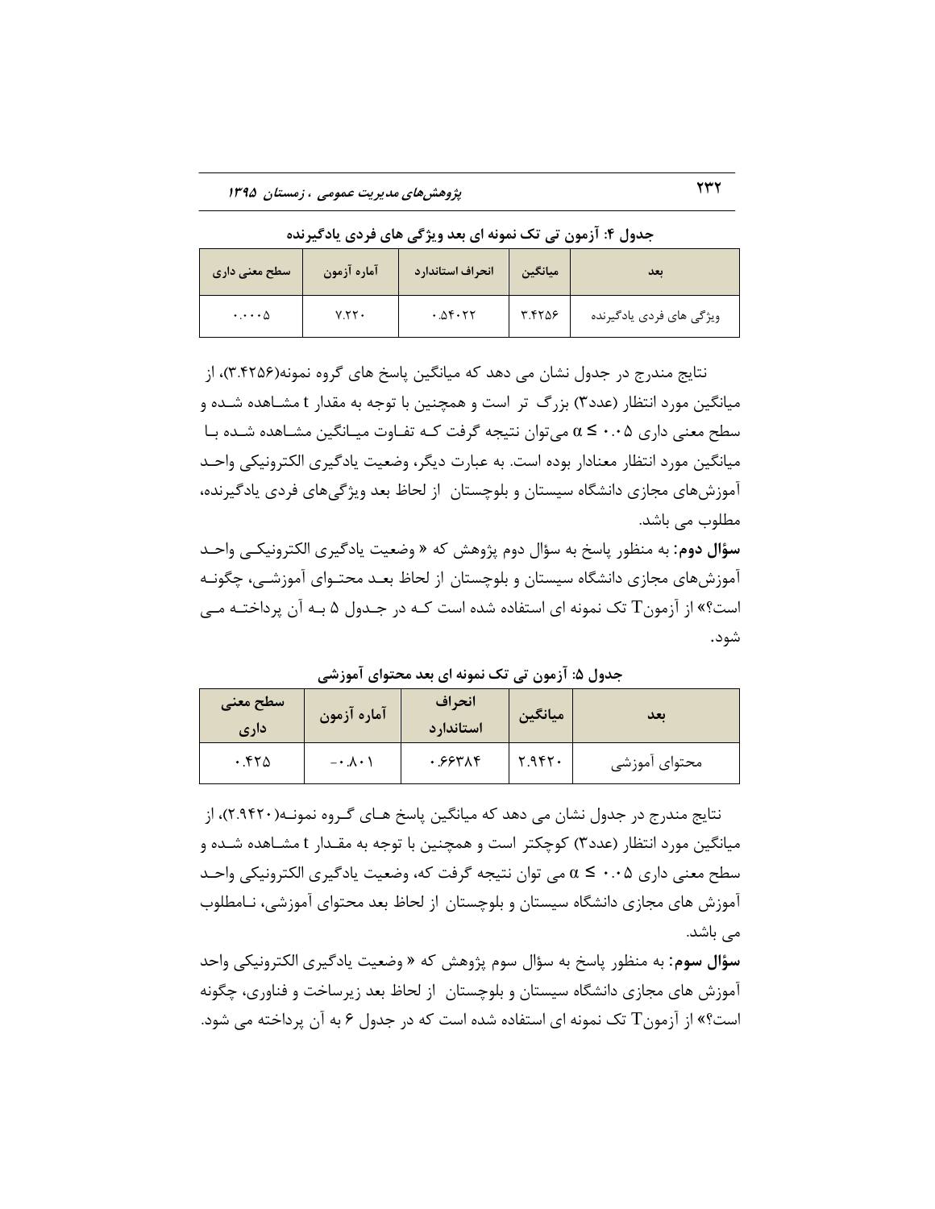**جدول ۴: آزمون تی تک نمونه ای بعد ویژگی های فردی یادگیرنده**

| بعد | میانگین | انحراف استاندارد | آماره آزمون | سطح معنی داری |
|---|---|---|---|---|
| ویژگی های فردی یادگیرنده | ۳.۴۲۵۶ | ۰.۵۴۰۲۲ | ۷.۲۲۰ | ۰.۰۰۰۵ |

نتایج مندرج در جدول نشان می دهد که میانگین پاسخ های گروه نمونه(۳.۴۲۵۶)، از میانگین مورد انتظار (عدد۳) بزرگ تر است و همچنین با توجه به مقدار t مشاهده شده و سطح معنی داری $\alpha \leq$ ۰.۰۵ می‌توان نتیجه گرفت کـه تفاوت میـانگین مشاهده شده بـا میانگین مورد انتظار معنادار بوده است. به عبارت دیگر، وضعیت یادگیری الکترونیکی واحـد آموزش‌های مجازی دانشگاه سیستان و بلوچستان از لحاظ بعد ویژگی‌های فردی یادگیرنده، مطلوب می باشد.

**سؤال دوم**: به منظور پاسخ به سؤال دوم پژوهش که « وضعیت یادگیری الکترونیکـی واحـد آموزش‌های مجازی دانشگاه سیستان و بلوچستان از لحاظ بعـد محتـوای آموزشـی، چگونـه است؟» از آزمونT تک نمونه ای استفاده شده است کـه در جـدول ۵ بـه آن پرداختـه مـی شود.

**جدول ۵: آزمون تی تک نمونه ای بعد محتوای آموزشی**

| بعد | میانگین | انحراف استاندارد | آماره آزمون | سطح معنی داری |
|---|---|---|---|---|
| محتوای آموزشی | ۲.۹۴۲۰ | ۰.۶۶۳۸۴ | ۰.۸۰۱- | ۰.۴۲۵ |

نتایج مندرج در جدول نشان می دهد که میانگین پاسخ هـای گـروه نمونـه(۲.۹۴۲۰)، از میانگین مورد انتظار (عدد۳) کوچکتر است و همچنین با توجه به مقـدار t مشـاهده شـده و سطح معنی داری $\alpha \leq$ ۰.۰۵ می توان نتیجه گرفت که، وضعیت یادگیری الکترونیکی واحـد آموزش های مجازی دانشگاه سیستان و بلوچستان از لحاظ بعد محتوای آموزشی، نـامطلوب می باشد.

**سؤال سوم**: به منظور پاسخ به سؤال سوم پژوهش که « وضعیت یادگیری الکترونیکی واحد آموزش های مجازی دانشگاه سیستان و بلوچستان از لحاظ بعد زیرساخت و فناوری، چگونه است؟» از آزمونT تک نمونه ای استفاده شده است که در جدول ۶ به آن پرداخته می شود.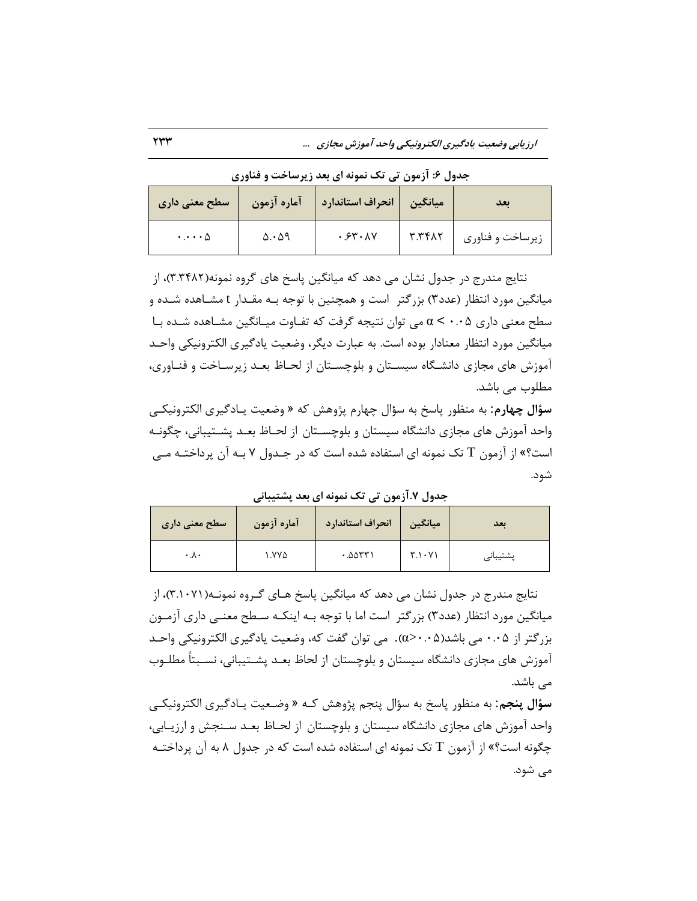**جدول ۶: آزمون تی تک نمونه ای بعد زیرساخت و فناوری**

| بعد | میانگین | انحراف استاندارد | آماره آزمون | سطح معنی داری |
|---|---|---|---|---|
| زیرساخت و فناوری | ۳.۳۴۸۲ | ۰.۶۳۰۸۷ | ۵.۰۵۹ | ۰.۰۰۰۵ |

نتایج مندرج در جدول نشان می دهد که میانگین پاسخ های گروه نمونه(۳.۳۴۸۲)، از میانگین مورد انتظار (عدد۳) بزرگتر است و همچنین با توجه بـه مقـدار t مشـاهده شـده و سطح معنی داری ۰.۰۵ > α می توان نتیجه گرفت که تفـاوت میـانگین مشـاهده شـده بـا میانگین مورد انتظار معنادار بوده است. به عبارت دیگر، وضعیت یادگیری الکترونیکی واحـد آموزش های مجازی دانشـگاه سیسـتان و بلوچسـتان از لحـاظ بعـد زیرسـاخت و فنـاوری، مطلوب می باشد.

**سؤال چهارم**: به منظور پاسخ به سؤال چهارم پژوهش که « وضعیت یـادگیری الکترونیکـی واحد آموزش های مجازی دانشگاه سیستان و بلوچسـتان از لحـاظ بعـد پشـتیبانی، چگونـه است؟» از آزمون T تک نمونه ای استفاده شده است که در جـدول ۷ بـه آن پرداختـه مـی شود.

**جدول ۷.آزمون تی تک نمونه ای بعد پشتیبانی**

| بعد | میانگین | انحراف استاندارد | آماره آزمون | سطح معنی داری |
|---|---|---|---|---|
| پشتیبانی | ۳.۱۰۷۱ | ۰.۵۵۳۳۱ | ۱.۷۷۵ | ۰.۸۰ |

نتایج مندرج در جدول نشان می دهد که میانگین پاسخ هـای گـروه نمونـه(۳.۱۰۷۱)، از میانگین مورد انتظار (عدد۳) بزرگتر است اما با توجه بـه اینکـه سـطح معنـی داری آزمـون بزرگتر از ۰.۰۵ می باشد(۰.۰۵<α). می توان گفت که، وضعیت یادگیری الکترونیکی واحـد آموزش های مجازی دانشگاه سیستان و بلوچستان از لحاظ بعـد پشـتیبانی، نسـبتاً مطلـوب می باشد.

**سؤال پنجم**: به منظور پاسخ به سؤال پنجم پژوهش کـه « وضـعیت یـادگیری الکترونیکـی واحد آموزش های مجازی دانشگاه سیستان و بلوچستان از لحـاظ بعـد سـنجش و ارزیـابی، چگونه است؟» از آزمون T تک نمونه ای استفاده شده است که در جدول ۸ به آن پرداختـه می شود.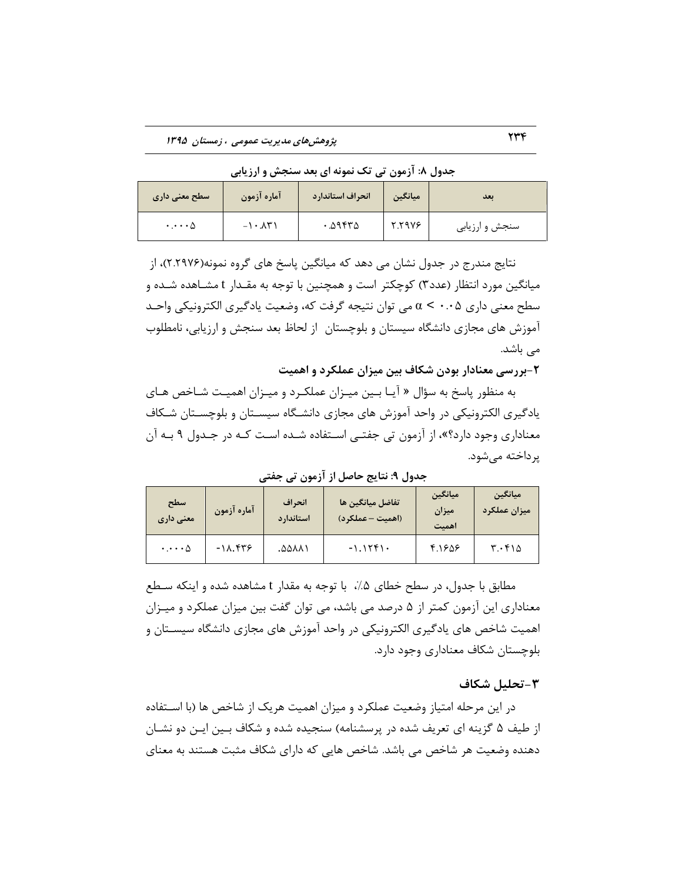**جدول ۸: آزمون تی تک نمونه ای بعد سنجش و ارزیابی**

| بعد | میانگین | انحراف استاندارد | آماره آزمون | سطح معنی داری |
|---|---|---|---|---|
| سنجش و ارزیابی | ۲.۲۹۷۶ | ۰.۵۹۴۳۵ | -۱۰.۸۳۱ | ۰.۰۰۰۵ |

نتایج مندرج در جدول نشان می دهد که میانگین پاسخ های گروه نمونه(۲.۲۹۷۶)، از میانگین مورد انتظار (عدد۳) کوچکتر است و همچنین با توجه به مقدار t مشاهده شده و سطح معنی داری ۰.۰۵ > α می توان نتیجه گرفت که، وضعیت یادگیری الکترونیکی واحد آموزش های مجازی دانشگاه سیستان و بلوچستان از لحاظ بعد سنجش و ارزیابی، نامطلوب می باشد.

**۲-بررسی معنادار بودن شکاف بین میزان عملکرد و اهمیت**

به منظور پاسخ به سؤال « آیا بین میزان عملکرد و میزان اهمیت شاخص های یادگیری الکترونیکی در واحد آموزش های مجازی دانشگاه سیستان و بلوچستان شکاف معناداری وجود دارد؟»، از آزمون تی جفتی استفاده شده است که در جدول ۹ به آن پرداخته می‌شود.

**جدول ۹: نتایج حاصل از آزمون تی جفتی**

| میانگین میزان عملکرد | میانگین میزان اهمیت | تفاضل میانگین ها (اهمیت – عملکرد) | انحراف استاندارد | آماره آزمون | سطح معنی داری |
|---|---|---|---|---|---|
| ۳.۰۴۱۵ | ۴.۱۶۵۶ | -۱.۱۲۴۱۰ | .۵۵۸۸۱ | -۱۸.۴۳۶ | ۰.۰۰۰۵ |

مطابق با جدول، در سطح خطای ۵٪ با توجه به مقدار t مشاهده شده و اینکه سطح معناداری این آزمون کمتر از ۵ درصد می باشد، می توان گفت بین میزان عملکرد و میزان اهمیت شاخص های یادگیری الکترونیکی در واحد آموزش های مجازی دانشگاه سیستان و بلوچستان شکاف معناداری وجود دارد.

### ۳-تحلیل شکاف

در این مرحله امتیاز وضعیت عملکرد و میزان اهمیت هریک از شاخص ها (با استفاده از طیف ۵ گزینه ای تعریف شده در پرسشنامه) سنجیده شده و شکاف بین این دو نشان دهنده وضعیت هر شاخص می باشد. شاخص هایی که دارای شکاف مثبت هستند به معنای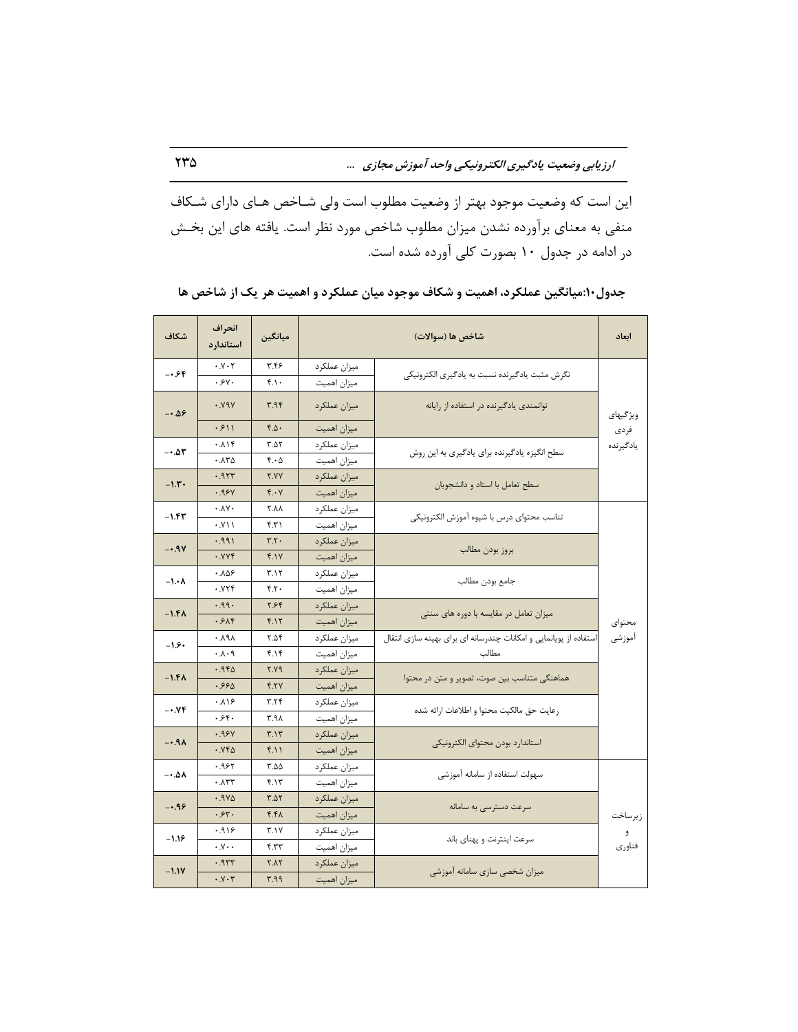این است که وضعیت موجود بهتر از وضعیت مطلوب است ولی شـاخص هـای دارای شـکاف منفی به معنای برآورده نشدن میزان مطلوب شاخص مورد نظر است. یافته های این بخـش در ادامه در جدول ۱۰ بصورت کلی آورده شده است.

**جدول۱۰:میانگین عملکرد، اهمیت و شکاف موجود میان عملکرد و اهمیت هر یک از شاخص ها**

| ابعاد | شاخص ها (سوالات) | | میانگین | انحراف استاندارد | شکاف |
|---|---|---|---|---|---|
| ویژگیهای فردی یادگیرنده | نگرش مثبت یادگیرنده نسبت به یادگیری الکترونیکی | میزان عملکرد | ۳.۴۶ | ۰.۷۰۲ | -۰.۶۴ |
| | | میزان اهمیت | ۴.۱۰ | ۰.۶۷۰ | |
| | توانمندی یادگیرنده در استفاده از رایانه | میزان عملکرد | ۳.۹۴ | ۰.۷۹۷ | -۰.۵۶ |
| | | میزان اهمیت | ۴.۵۰ | ۰.۶۱۱ | |
| | سطح انگیزه یادگیرنده برای یادگیری به این روش | میزان عملکرد | ۳.۵۲ | ۰.۸۱۴ | -۰.۵۳ |
| | | میزان اهمیت | ۴.۰۵ | ۰.۸۳۵ | |
| | سطح تعامل با استاد و دانشجویان | میزان عملکرد | ۲.۷۷ | ۰.۹۲۳ | -۱.۳۰ |
| | | میزان اهمیت | ۴.۰۷ | ۰.۹۶۷ | |
| محتوای آموزشی | تناسب محتوای درس با شیوه آموزش الکترونیکی | میزان عملکرد | ۲.۸۸ | ۰.۸۷۰ | -۱.۴۳ |
| | | میزان اهمیت | ۴.۳۱ | ۰.۷۱۱ | |
| | بروز بودن مطالب | میزان عملکرد | ۳.۲۰ | ۰.۹۹۱ | -۰.۹۷ |
| | | میزان اهمیت | ۴.۱۷ | ۰.۷۷۴ | |
| | جامع بودن مطالب | میزان عملکرد | ۳.۱۲ | ۰.۸۵۶ | -۱.۰۸ |
| | | میزان اهمیت | ۴.۲۰ | ۰.۷۲۴ | |
| | میزان تعامل در مقایسه با دوره های سنتی | میزان عملکرد | ۲.۶۴ | ۰.۹۹۰ | -۱.۴۸ |
| | | میزان اهمیت | ۴.۱۲ | ۰.۶۸۴ | |
| | استفاده از پویانمایی و امکانات چندرسانه ای برای بهینه سازی انتقال مطالب | میزان عملکرد | ۲.۵۴ | ۰.۸۹۸ | -۱.۶۰ |
| | | میزان اهمیت | ۴.۱۴ | ۰.۸۰۹ | |
| | هماهنگی متناسب بین صوت، تصویر و متن در محتوا | میزان عملکرد | ۲.۷۹ | ۰.۹۴۵ | -۱.۴۸ |
| | | میزان اهمیت | ۴.۲۷ | ۰.۶۶۵ | |
| | رعایت حق مالکیت محتوا و اطلاعات ارائه شده | میزان عملکرد | ۳.۲۴ | ۰.۸۱۶ | -۰.۷۴ |
| | | میزان اهمیت | ۳.۹۸ | ۰.۶۴۰ | |
| | استاندارد بودن محتوای الکترونیکی | میزان عملکرد | ۳.۱۳ | ۰.۹۶۷ | -۰.۹۸ |
| | | میزان اهمیت | ۴.۱۱ | ۰.۷۴۵ | |
| زیرساخت و فناوری | سهولت استفاده از سامانه آموزشی | میزان عملکرد | ۳.۵۵ | ۰.۹۶۲ | -۰.۵۸ |
| | | میزان اهمیت | ۴.۱۳ | ۰.۸۳۳ | |
| | سرعت دسترسی به سامانه | میزان عملکرد | ۳.۵۲ | ۰.۹۷۵ | -۰.۹۶ |
| | | میزان اهمیت | ۴.۴۸ | ۰.۶۳۰ | |
| | سرعت اینترنت و پهنای باند | میزان عملکرد | ۳.۱۷ | ۰.۹۱۶ | -۱.۱۶ |
| | | میزان اهمیت | ۴.۳۳ | ۰.۷۰۰ | |
| | میزان شخصی سازی سامانه آموزشی | میزان عملکرد | ۲.۸۲ | ۰.۹۳۳ | -۱.۱۷ |
| | | میزان اهمیت | ۳.۹۹ | ۰.۷۰۳ | |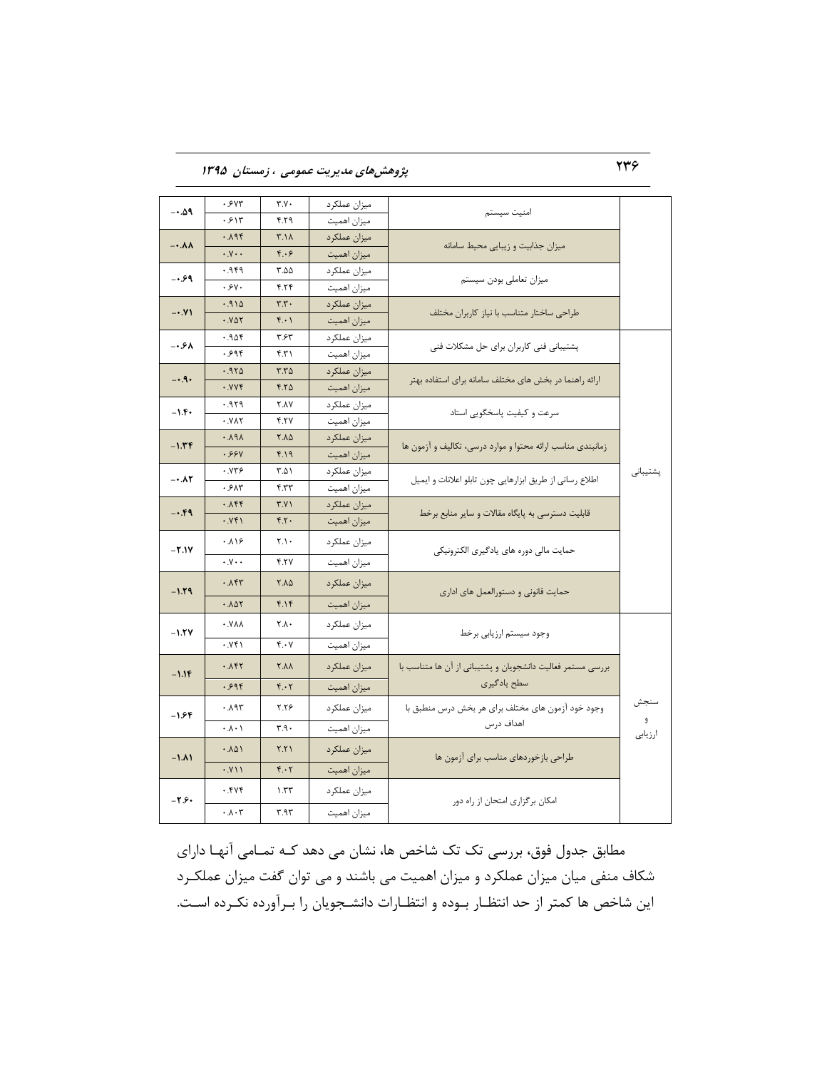| | شاخص | | میانگین | انحراف معیار | شکاف |
|---|---|---|---|---|---|
| | امنیت سیستم | میزان عملکرد | ۳.۷۰ | ۰.۶۷۳ | -۰.۵۹ |
| | | میزان اهمیت | ۴.۲۹ | ۰.۶۱۳ | |
| | میزان جذابیت و زیبایی محیط سامانه | میزان عملکرد | ۳.۱۸ | ۰.۸۹۴ | -۰.۸۸ |
| | | میزان اهمیت | ۴.۰۶ | ۰.۷۰۰ | |
| | میزان تعاملی بودن سیستم | میزان عملکرد | ۳.۵۵ | ۰.۹۴۹ | -۰.۶۹ |
| | | میزان اهمیت | ۴.۲۴ | ۰.۶۷۰ | |
| | طراحی ساختار متناسب با نیاز کاربران مختلف | میزان عملکرد | ۳.۳۰ | ۰.۹۱۵ | -۰.۷۱ |
| | | میزان اهمیت | ۴.۰۱ | ۰.۷۵۲ | |
| پشتیبانی | پشتیبانی فنی کاربران برای حل مشکلات فنی | میزان عملکرد | ۳.۶۳ | ۰.۹۵۴ | -۰.۶۸ |
| | | میزان اهمیت | ۴.۳۱ | ۰.۶۹۴ | |
| | ارائه راهنما در بخش های مختلف سامانه برای استفاده بهتر | میزان عملکرد | ۳.۳۵ | ۰.۹۲۵ | -۰.۹۰ |
| | | میزان اهمیت | ۴.۲۵ | ۰.۷۷۴ | |
| | سرعت و کیفیت پاسخگویی استاد | میزان عملکرد | ۲.۸۷ | ۰.۹۲۹ | -۱.۴۰ |
| | | میزان اهمیت | ۴.۲۷ | ۰.۷۸۲ | |
| | زمانبندی مناسب ارائه محتوا و موارد درسی، تکالیف و آزمون ها | میزان عملکرد | ۲.۸۵ | ۰.۸۹۸ | -۱.۳۴ |
| | | میزان اهمیت | ۴.۱۹ | ۰.۶۶۷ | |
| | اطلاع رسانی از طریق ابزارهایی چون تابلو اعلانات و ایمیل | میزان عملکرد | ۳.۵۱ | ۰.۷۳۶ | -۰.۸۲ |
| | | میزان اهمیت | ۴.۳۳ | ۰.۶۸۳ | |
| | قابلیت دسترسی به پایگاه مقالات و سایر منابع برخط | میزان عملکرد | ۳.۷۱ | ۰.۸۴۴ | -۰.۴۹ |
| | | میزان اهمیت | ۴.۲۰ | ۰.۷۴۱ | |
| | حمایت مالی دوره های یادگیری الکترونیکی | میزان عملکرد | ۲.۱۰ | ۰.۸۱۶ | -۲.۱۷ |
| | | میزان اهمیت | ۴.۲۷ | ۰.۷۰۰ | |
| | حمایت قانونی و دستورالعمل های اداری | میزان عملکرد | ۲.۸۵ | ۰.۸۴۳ | -۱.۲۹ |
| | | میزان اهمیت | ۴.۱۴ | ۰.۸۵۲ | |
| سنجش و ارزیابی | وجود سیستم ارزیابی برخط | میزان عملکرد | ۲.۸۰ | ۰.۷۸۸ | -۱.۲۷ |
| | | میزان اهمیت | ۴.۰۷ | ۰.۷۴۱ | |
| | بررسی مستمر فعالیت دانشجویان و پشتیبانی از آن ها متناسب با سطح یادگیری | میزان عملکرد | ۲.۸۸ | ۰.۸۴۲ | -۱.۱۴ |
| | | میزان اهمیت | ۴.۰۲ | ۰.۶۹۴ | |
| | وجود خود آزمون های مختلف برای هر بخش درس منطبق با اهداف درس | میزان عملکرد | ۲.۲۶ | ۰.۸۹۳ | -۱.۶۴ |
| | | میزان اهمیت | ۳.۹۰ | ۰.۸۰۱ | |
| | طراحی بازخوردهای مناسب برای آزمون ها | میزان عملکرد | ۲.۲۱ | ۰.۸۵۱ | -۱.۸۱ |
| | | میزان اهمیت | ۴.۰۲ | ۰.۷۱۱ | |
| | امکان برگزاری امتحان از راه دور | میزان عملکرد | ۱.۳۳ | ۰.۴۷۴ | -۲.۶۰ |
| | | میزان اهمیت | ۳.۹۳ | ۰.۸۰۳ | |

مطابق جدول فوق، بررسی تک تک شاخص ها، نشان می دهد کـه تمـامی آنهـا دارای شکاف منفی میان میزان عملکرد و میزان اهمیت می باشند و می توان گفت میزان عملکـرد این شاخص ها کمتر از حد انتظـار بـوده و انتظـارات دانشـجویان را بـرآورده نکـرده اسـت.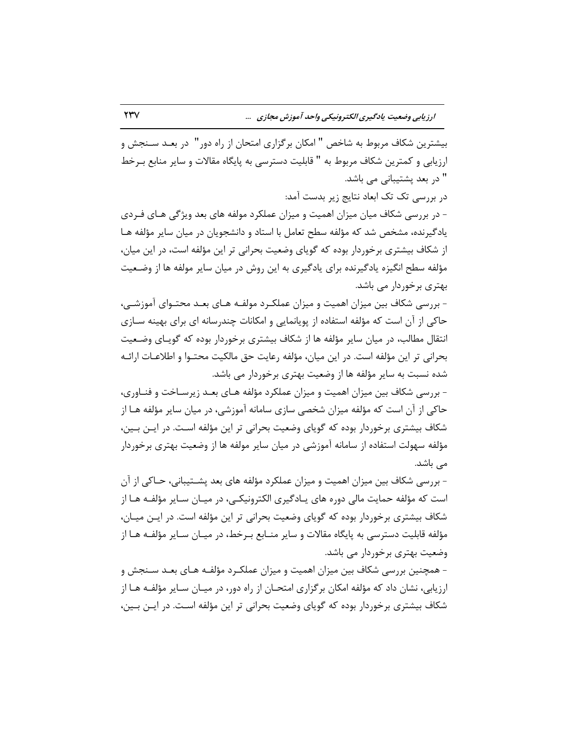بیشترین شکاف مربوط به شاخص " امکان برگزاری امتحان از راه دور" در بعد سنجش و ارزیابی و کمترین شکاف مربوط به " قابلیت دسترسی به پایگاه مقالات و سایر منابع برخط " در بعد پشتیبانی می باشد.

در بررسی تک تک ابعاد نتایج زیر بدست آمد:

- در بررسی شکاف میان میزان اهمیت و میزان عملکرد مولفه های بعد ویژگی های فردی یادگیرنده، مشخص شد که مؤلفه سطح تعامل با استاد و دانشجویان در میان سایر مؤلفه ها از شکاف بیشتری برخوردار بوده که گویای وضعیت بحرانی تر این مؤلفه است، در این میان، مؤلفه سطح انگیزه یادگیرنده برای یادگیری به این روش در میان سایر مولفه ها از وضعیت بهتری برخوردار می باشد.

- بررسی شکاف بین میزان اهمیت و میزان عملکرد مولفه های بعد محتوای آموزشی، حاکی از آن است که مؤلفه استفاده از پویانمایی و امکانات چندرسانه ای برای بهینه سازی انتقال مطالب، در میان سایر مؤلفه ها از شکاف بیشتری برخوردار بوده که گویای وضعیت بحرانی تر این مؤلفه است. در این میان، مؤلفه رعایت حق مالکیت محتوا و اطلاعات ارائه شده نسبت به سایر مؤلفه ها از وضعیت بهتری برخوردار می باشد.

- بررسی شکاف بین میزان اهمیت و میزان عملکرد مؤلفه های بعد زیرساخت و فناوری، حاکی از آن است که مؤلفه میزان شخصی سازی سامانه آموزشی، در میان سایر مؤلفه ها از شکاف بیشتری برخوردار بوده که گویای وضعیت بحرانی تر این مؤلفه است. در این بین، مؤلفه سهولت استفاده از سامانه آموزشی در میان سایر مولفه ها از وضعیت بهتری برخوردار می باشد.

- بررسی شکاف بین میزان اهمیت و میزان عملکرد مؤلفه های بعد پشتیبانی، حاکی از آن است که مؤلفه حمایت مالی دوره های یادگیری الکترونیکی، در میان سایر مؤلفه ها از شکاف بیشتری برخوردار بوده که گویای وضعیت بحرانی تر این مؤلفه است. در این میان، مؤلفه قابلیت دسترسی به پایگاه مقالات و سایر منابع برخط، در میان سایر مؤلفه ها از وضعیت بهتری برخوردار می باشد.

- همچنین بررسی شکاف بین میزان اهمیت و میزان عملکرد مؤلفه های بعد سنجش و ارزیابی، نشان داد که مؤلفه امکان برگزاری امتحان از راه دور، در میان سایر مؤلفه ها از شکاف بیشتری برخوردار بوده که گویای وضعیت بحرانی تر این مؤلفه است. در این بین،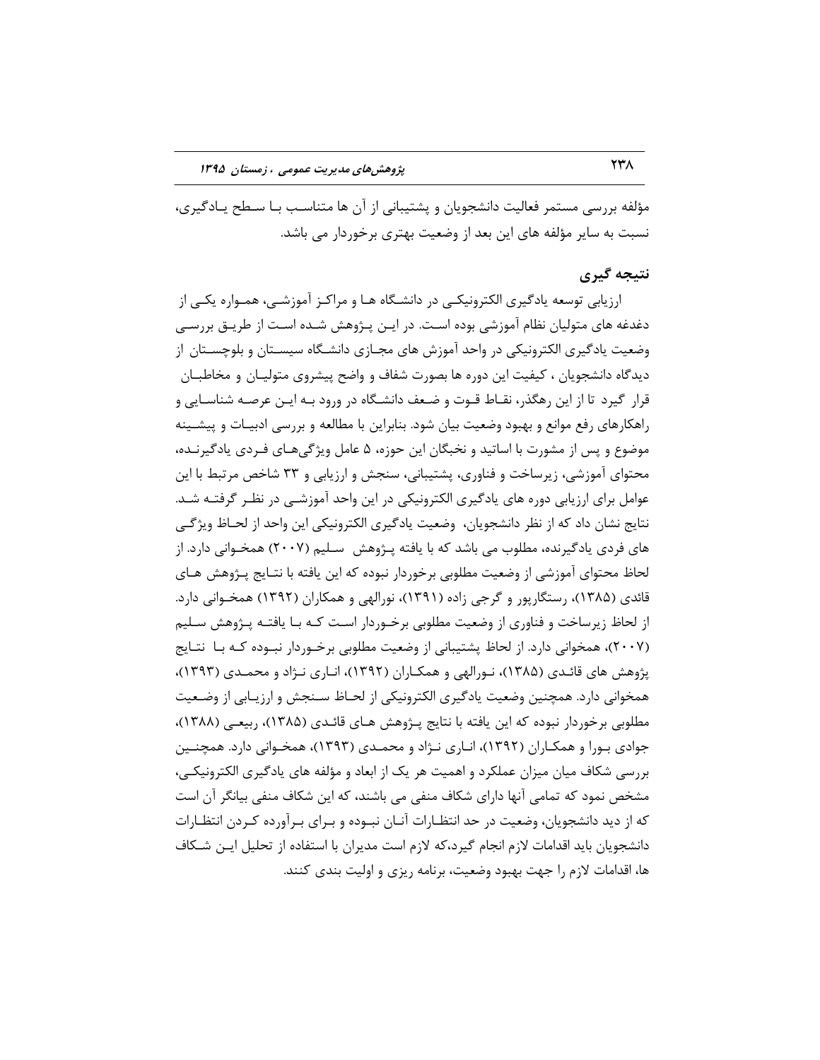مؤلفه بررسی مستمر فعالیت دانشجویان و پشتیبانی از آن ها متناسب با سطح یادگیری، نسبت به سایر مؤلفه های این بعد از وضعیت بهتری برخوردار می باشد.

## نتیجه گیری

ارزیابی توسعه یادگیری الکترونیکی در دانشگاه ها و مراکز آموزشی، همواره یکی از دغدغه های متولیان نظام آموزشی بوده است. در این پژوهش شده است از طریق بررسی وضعیت یادگیری الکترونیکی در واحد آموزش های مجازی دانشگاه سیستان و بلوچستان از دیدگاه دانشجویان ، کیفیت این دوره ها بصورت شفاف و واضح پیشروی متولیان و مخاطبان قرار گیرد تا از این رهگذر، نقاط قوت و ضعف دانشگاه در ورود به این عرصه شناسایی و راهکارهای رفع موانع و بهبود وضعیت بیان شود. بنابراین با مطالعه و بررسی ادبیات و پیشینه موضوع و پس از مشورت با اساتید و نخبگان این حوزه، ۵ عامل ویژگی‌های فردی یادگیرنده، محتوای آموزشی، زیرساخت و فناوری، پشتیبانی، سنجش و ارزیابی و ۳۳ شاخص مرتبط با این عوامل برای ارزیابی دوره های یادگیری الکترونیکی در این واحد آموزشی در نظر گرفته شد. نتایج نشان داد که از نظر دانشجویان، وضعیت یادگیری الکترونیکی این واحد از لحاظ ویژگی های فردی یادگیرنده، مطلوب می باشد که با یافته پژوهش سلیم (۲۰۰۷) همخوانی دارد. از لحاظ محتوای آموزشی از وضعیت مطلوبی برخوردار نبوده که این یافته با نتایج پژوهش های قائدی (۱۳۸۵)، رستگارپور و گرجی زاده (۱۳۹۱)، نورالهی و همکاران (۱۳۹۲) همخوانی دارد. از لحاظ زیرساخت و فناوری از وضعیت مطلوبی برخوردار است که با یافته پژوهش سلیم (۲۰۰۷)، همخوانی دارد. از لحاظ پشتیبانی از وضعیت مطلوبی برخوردار نبوده که با نتایج پژوهش های قائدی (۱۳۸۵)، نورالهی و همکاران (۱۳۹۲)، اناری نژاد و محمدی (۱۳۹۳)، همخوانی دارد. همچنین وضعیت یادگیری الکترونیکی از لحاظ سنجش و ارزیابی از وضعیت مطلوبی برخوردار نبوده که این یافته با نتایج پژوهش های قائدی (۱۳۸۵)، ربیعی (۱۳۸۸)، جوادی بورا و همکاران (۱۳۹۲)، اناری نژاد و محمدی (۱۳۹۳)، همخوانی دارد. همچنین بررسی شکاف میان میزان عملکرد و اهمیت هر یک از ابعاد و مؤلفه های یادگیری الکترونیکی، مشخص نمود که تمامی آنها دارای شکاف منفی می باشند، که این شکاف منفی بیانگر آن است که از دید دانشجویان، وضعیت در حد انتظارات آنان نبوده و برای برآورده کردن انتظارات دانشجویان باید اقدامات لازم انجام گیرد،که لازم است مدیران با استفاده از تحلیل این شکاف ها، اقدامات لازم را جهت بهبود وضعیت، برنامه ریزی و اولیت بندی کنند.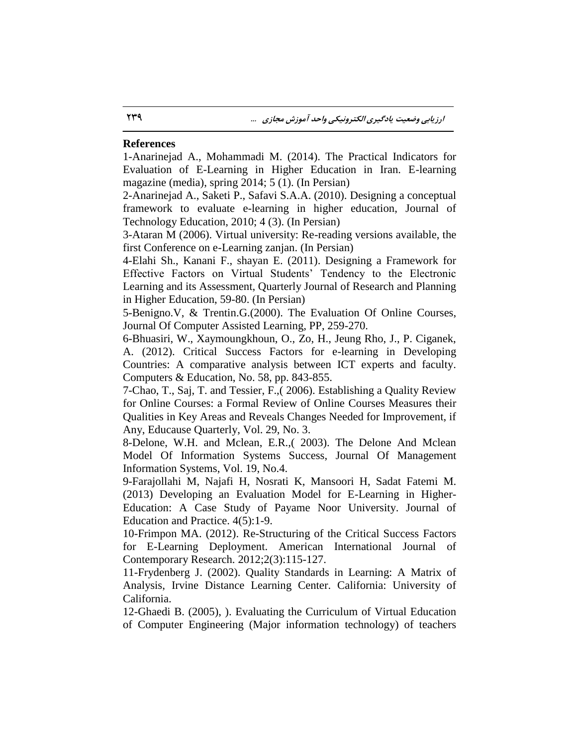**References**

1-Anarinejad A., Mohammadi M. (2014). The Practical Indicators for Evaluation of E-Learning in Higher Education in Iran. E-learning magazine (media), spring 2014; 5 (1). (In Persian)

2-Anarinejad A., Saketi P., Safavi S.A.A. (2010). Designing a conceptual framework to evaluate e-learning in higher education, Journal of Technology Education, 2010; 4 (3). (In Persian)

3-Ataran M (2006). Virtual university: Re-reading versions available, the first Conference on e-Learning zanjan. (In Persian)

4-Elahi Sh., Kanani F., shayan E. (2011). Designing a Framework for Effective Factors on Virtual Students' Tendency to the Electronic Learning and its Assessment, Quarterly Journal of Research and Planning in Higher Education, 59-80. (In Persian)

5-Benigno.V, & Trentin.G.(2000). The Evaluation Of Online Courses, Journal Of Computer Assisted Learning, PP, 259-270.

6-Bhuasiri, W., Xaymoungkhoun, O., Zo, H., Jeung Rho, J., P. Ciganek, A. (2012). Critical Success Factors for e-learning in Developing Countries: A comparative analysis between ICT experts and faculty. Computers & Education, No. 58, pp. 843-855.

7-Chao, T., Saj, T. and Tessier, F.,( 2006). Establishing a Quality Review for Online Courses: a Formal Review of Online Courses Measures their Qualities in Key Areas and Reveals Changes Needed for Improvement, if Any, Educause Quarterly, Vol. 29, No. 3.

8-Delone, W.H. and Mclean, E.R.,( 2003). The Delone And Mclean Model Of Information Systems Success, Journal Of Management Information Systems, Vol. 19, No.4.

9-Farajollahi M, Najafi H, Nosrati K, Mansoori H, Sadat Fatemi M. (2013) Developing an Evaluation Model for E-Learning in Higher-Education: A Case Study of Payame Noor University. Journal of Education and Practice. 4(5):1-9.

10-Frimpon MA. (2012). Re-Structuring of the Critical Success Factors for E-Learning Deployment. American International Journal of Contemporary Research. 2012;2(3):115-127.

11-Frydenberg J. (2002). Quality Standards in Learning: A Matrix of Analysis, Irvine Distance Learning Center. California: University of California.

12-Ghaedi B. (2005), ). Evaluating the Curriculum of Virtual Education of Computer Engineering (Major information technology) of teachers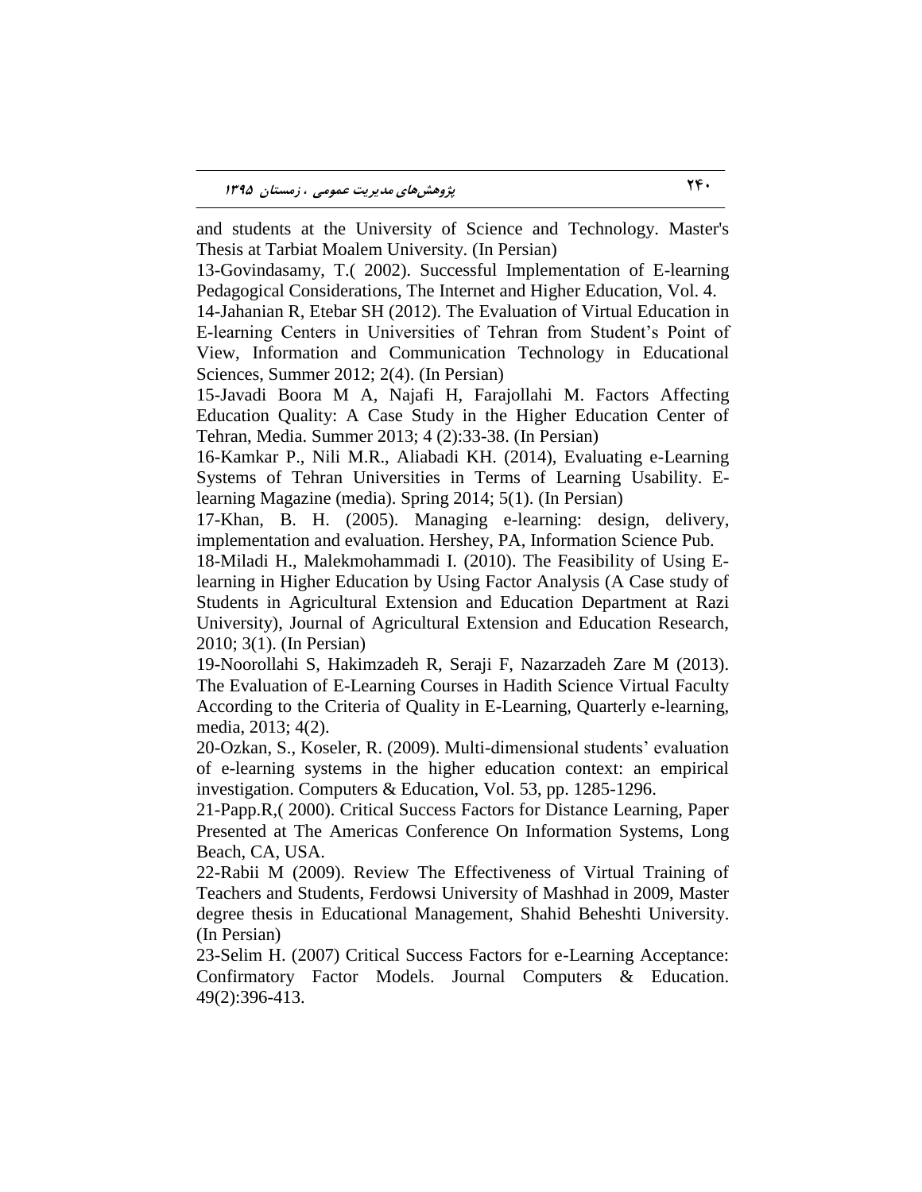and students at the University of Science and Technology. Master's Thesis at Tarbiat Moalem University. (In Persian)

13-Govindasamy, T.( 2002). Successful Implementation of E-learning Pedagogical Considerations, The Internet and Higher Education, Vol. 4.

14-Jahanian R, Etebar SH (2012). The Evaluation of Virtual Education in E-learning Centers in Universities of Tehran from Student's Point of View, Information and Communication Technology in Educational Sciences, Summer 2012; 2(4). (In Persian)

15-Javadi Boora M A, Najafi H, Farajollahi M. Factors Affecting Education Quality: A Case Study in the Higher Education Center of Tehran, Media. Summer 2013; 4 (2):33-38. (In Persian)

16-Kamkar P., Nili M.R., Aliabadi KH. (2014), Evaluating e-Learning Systems of Tehran Universities in Terms of Learning Usability. E-learning Magazine (media). Spring 2014; 5(1). (In Persian)

17-Khan, B. H. (2005). Managing e-learning: design, delivery, implementation and evaluation. Hershey, PA, Information Science Pub.

18-Miladi H., Malekmohammadi I. (2010). The Feasibility of Using E-learning in Higher Education by Using Factor Analysis (A Case study of Students in Agricultural Extension and Education Department at Razi University), Journal of Agricultural Extension and Education Research, 2010; 3(1). (In Persian)

19-Noorollahi S, Hakimzadeh R, Seraji F, Nazarzadeh Zare M (2013). The Evaluation of E-Learning Courses in Hadith Science Virtual Faculty According to the Criteria of Quality in E-Learning, Quarterly e-learning, media, 2013; 4(2).

20-Ozkan, S., Koseler, R. (2009). Multi-dimensional students' evaluation of e-learning systems in the higher education context: an empirical investigation. Computers & Education, Vol. 53, pp. 1285-1296.

21-Papp.R,( 2000). Critical Success Factors for Distance Learning, Paper Presented at The Americas Conference On Information Systems, Long Beach, CA, USA.

22-Rabii M (2009). Review The Effectiveness of Virtual Training of Teachers and Students, Ferdowsi University of Mashhad in 2009, Master degree thesis in Educational Management, Shahid Beheshti University. (In Persian)

23-Selim H. (2007) Critical Success Factors for e-Learning Acceptance: Confirmatory Factor Models. Journal Computers & Education. 49(2):396-413.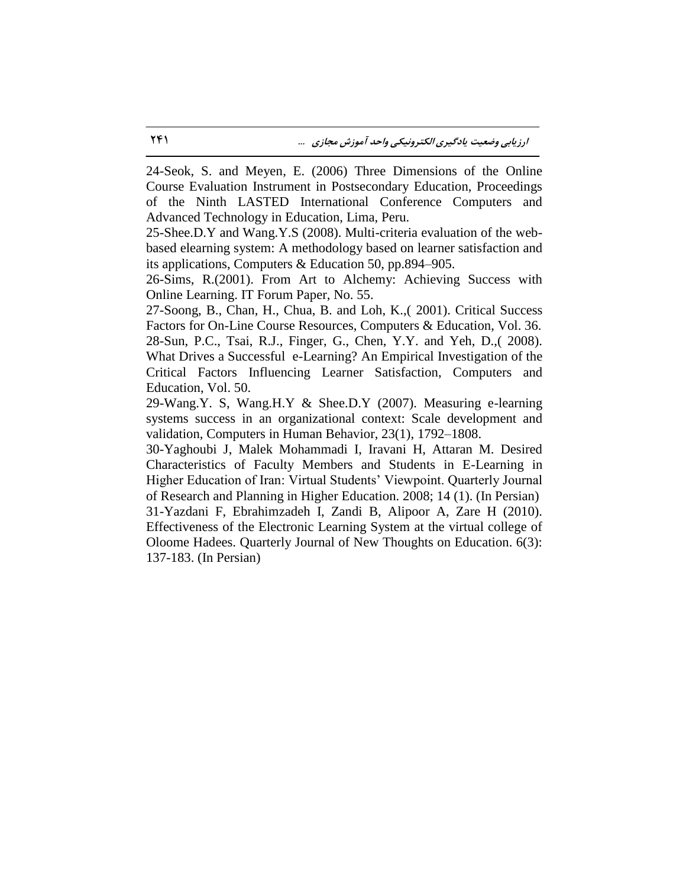24-Seok, S. and Meyen, E. (2006) Three Dimensions of the Online Course Evaluation Instrument in Postsecondary Education, Proceedings of the Ninth LASTED International Conference Computers and Advanced Technology in Education, Lima, Peru.

25-Shee.D.Y and Wang.Y.S (2008). Multi-criteria evaluation of the web-based elearning system: A methodology based on learner satisfaction and its applications, Computers & Education 50, pp.894–905.

26-Sims, R.(2001). From Art to Alchemy: Achieving Success with Online Learning. IT Forum Paper, No. 55.

27-Soong, B., Chan, H., Chua, B. and Loh, K.,( 2001). Critical Success Factors for On-Line Course Resources, Computers & Education, Vol. 36.

28-Sun, P.C., Tsai, R.J., Finger, G., Chen, Y.Y. and Yeh, D.,( 2008). What Drives a Successful e-Learning? An Empirical Investigation of the Critical Factors Influencing Learner Satisfaction, Computers and Education, Vol. 50.

29-Wang.Y. S, Wang.H.Y & Shee.D.Y (2007). Measuring e-learning systems success in an organizational context: Scale development and validation, Computers in Human Behavior, 23(1), 1792–1808.

30-Yaghoubi J, Malek Mohammadi I, Iravani H, Attaran M. Desired Characteristics of Faculty Members and Students in E-Learning in Higher Education of Iran: Virtual Students' Viewpoint. Quarterly Journal of Research and Planning in Higher Education. 2008; 14 (1). (In Persian)

31-Yazdani F, Ebrahimzadeh I, Zandi B, Alipoor A, Zare H (2010). Effectiveness of the Electronic Learning System at the virtual college of Oloome Hadees. Quarterly Journal of New Thoughts on Education. 6(3): 137-183. (In Persian)